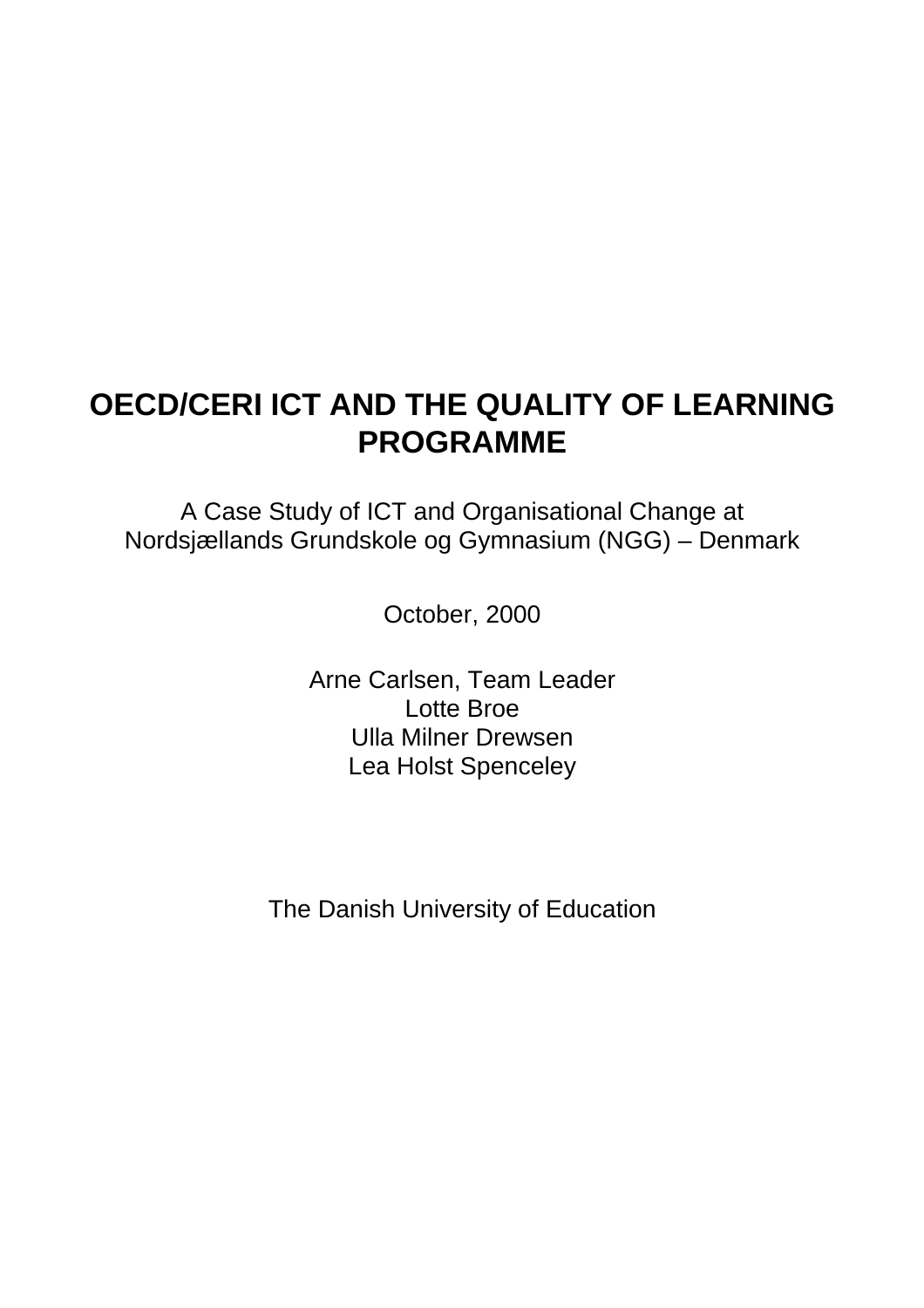# OECD/CERI ICT AND THE QUALITY OF LEARNING PROGRAMME

A Case Study of ICT and Organisational Change at
Nordsjællands Grundskole og Gymnasium (NGG) – Denmark

October, 2000

Arne Carlsen, Team Leader
Lotte Broe
Ulla Milner Drewsen
Lea Holst Spenceley

The Danish University of Education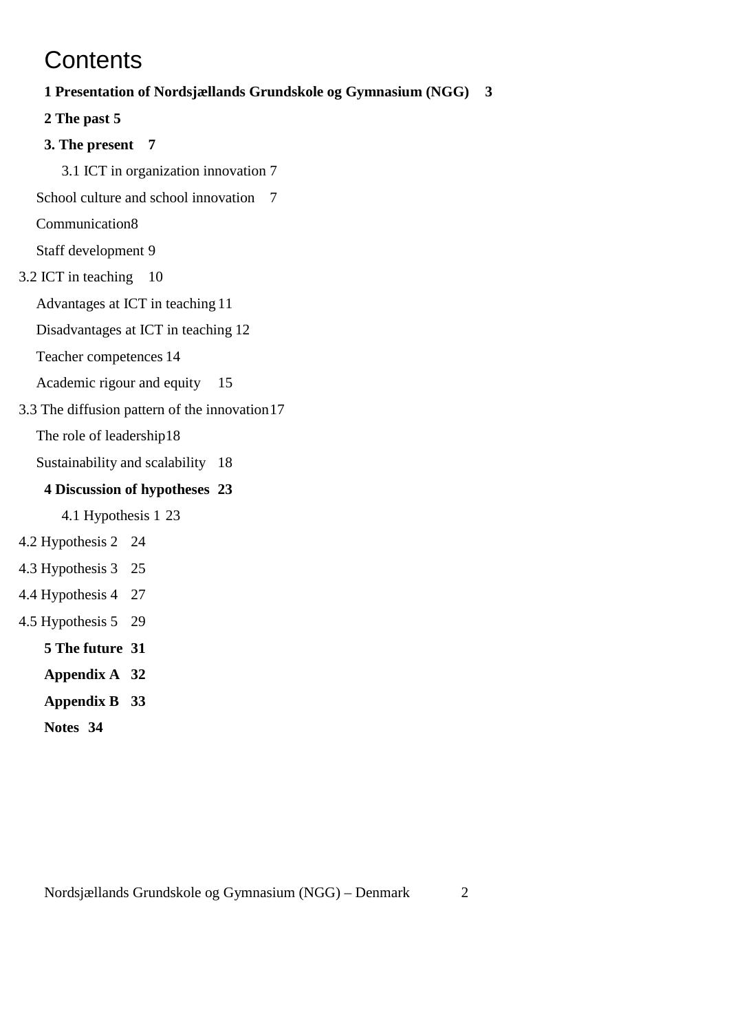# Contents

**1 Presentation of Nordsjællands Grundskole og Gymnasium (NGG) 3**

**2 The past 5**

**3. The present 7**

3.1 ICT in organization innovation 7

School culture and school innovation 7

Communication 8

Staff development 9

3.2 ICT in teaching 10

Advantages at ICT in teaching 11

Disadvantages at ICT in teaching 12

Teacher competences 14

Academic rigour and equity 15

3.3 The diffusion pattern of the innovation 17

The role of leadership 18

Sustainability and scalability 18

**4 Discussion of hypotheses 23**

4.1 Hypothesis 1 23

4.2 Hypothesis 2 24

4.3 Hypothesis 3 25

4.4 Hypothesis 4 27

4.5 Hypothesis 5 29

**5 The future 31**

**Appendix A 32**

**Appendix B 33**

**Notes 34**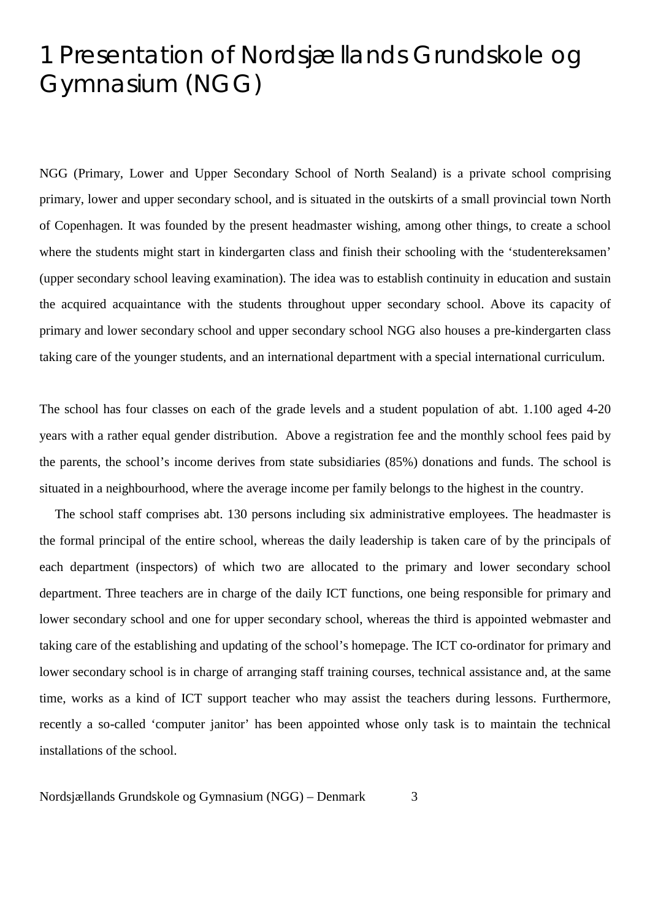# 1 Presentation of Nordsjællands Grundskole og Gymnasium (NGG)

NGG (Primary, Lower and Upper Secondary School of North Sealand) is a private school comprising primary, lower and upper secondary school, and is situated in the outskirts of a small provincial town North of Copenhagen. It was founded by the present headmaster wishing, among other things, to create a school where the students might start in kindergarten class and finish their schooling with the 'studentereksamen' (upper secondary school leaving examination). The idea was to establish continuity in education and sustain the acquired acquaintance with the students throughout upper secondary school. Above its capacity of primary and lower secondary school and upper secondary school NGG also houses a pre-kindergarten class taking care of the younger students, and an international department with a special international curriculum.

The school has four classes on each of the grade levels and a student population of abt. 1.100 aged 4-20 years with a rather equal gender distribution. Above a registration fee and the monthly school fees paid by the parents, the school's income derives from state subsidiaries (85%) donations and funds. The school is situated in a neighbourhood, where the average income per family belongs to the highest in the country.

The school staff comprises abt. 130 persons including six administrative employees. The headmaster is the formal principal of the entire school, whereas the daily leadership is taken care of by the principals of each department (inspectors) of which two are allocated to the primary and lower secondary school department. Three teachers are in charge of the daily ICT functions, one being responsible for primary and lower secondary school and one for upper secondary school, whereas the third is appointed webmaster and taking care of the establishing and updating of the school's homepage. The ICT co-ordinator for primary and lower secondary school is in charge of arranging staff training courses, technical assistance and, at the same time, works as a kind of ICT support teacher who may assist the teachers during lessons. Furthermore, recently a so-called 'computer janitor' has been appointed whose only task is to maintain the technical installations of the school.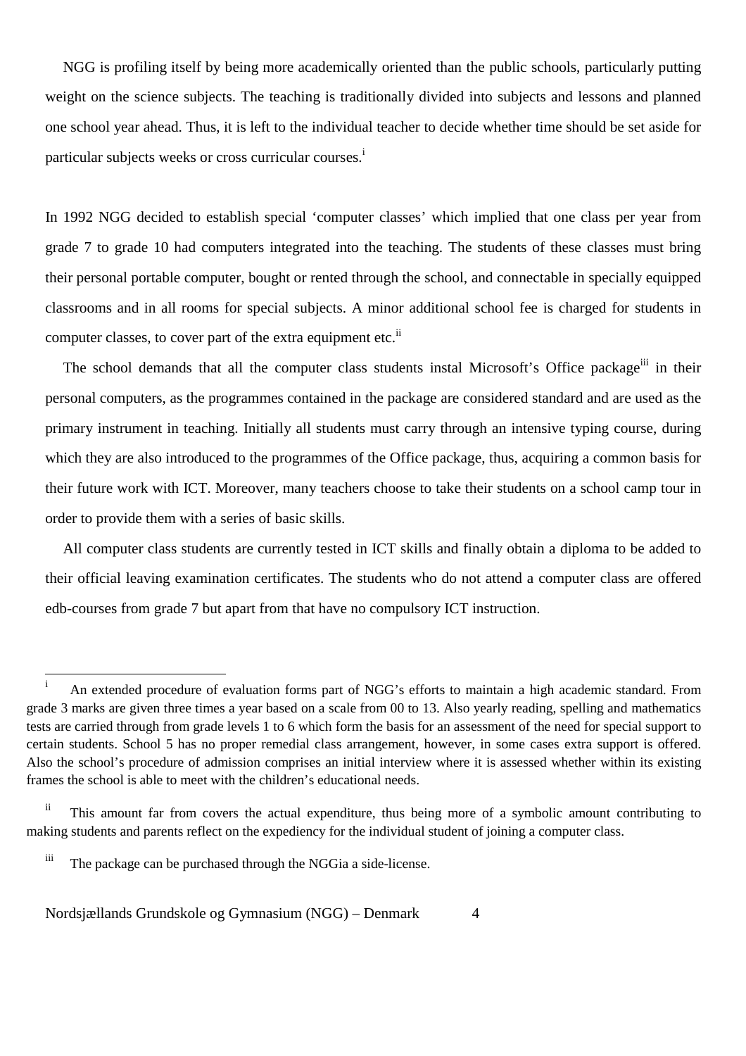NGG is profiling itself by being more academically oriented than the public schools, particularly putting weight on the science subjects. The teaching is traditionally divided into subjects and lessons and planned one school year ahead. Thus, it is left to the individual teacher to decide whether time should be set aside for particular subjects weeks or cross curricular courses.[i]

In 1992 NGG decided to establish special 'computer classes' which implied that one class per year from grade 7 to grade 10 had computers integrated into the teaching. The students of these classes must bring their personal portable computer, bought or rented through the school, and connectable in specially equipped classrooms and in all rooms for special subjects. A minor additional school fee is charged for students in computer classes, to cover part of the extra equipment etc.[ii]

The school demands that all the computer class students instal Microsoft's Office package[iii] in their personal computers, as the programmes contained in the package are considered standard and are used as the primary instrument in teaching. Initially all students must carry through an intensive typing course, during which they are also introduced to the programmes of the Office package, thus, acquiring a common basis for their future work with ICT. Moreover, many teachers choose to take their students on a school camp tour in order to provide them with a series of basic skills.

All computer class students are currently tested in ICT skills and finally obtain a diploma to be added to their official leaving examination certificates. The students who do not attend a computer class are offered edb-courses from grade 7 but apart from that have no compulsory ICT instruction.

---

[i] An extended procedure of evaluation forms part of NGG's efforts to maintain a high academic standard. From grade 3 marks are given three times a year based on a scale from 00 to 13. Also yearly reading, spelling and mathematics tests are carried through from grade levels 1 to 6 which form the basis for an assessment of the need for special support to certain students. School 5 has no proper remedial class arrangement, however, in some cases extra support is offered. Also the school's procedure of admission comprises an initial interview where it is assessed whether within its existing frames the school is able to meet with the children's educational needs.

[ii] This amount far from covers the actual expenditure, thus being more of a symbolic amount contributing to making students and parents reflect on the expediency for the individual student of joining a computer class.

[iii] The package can be purchased through the NGGia a side-license.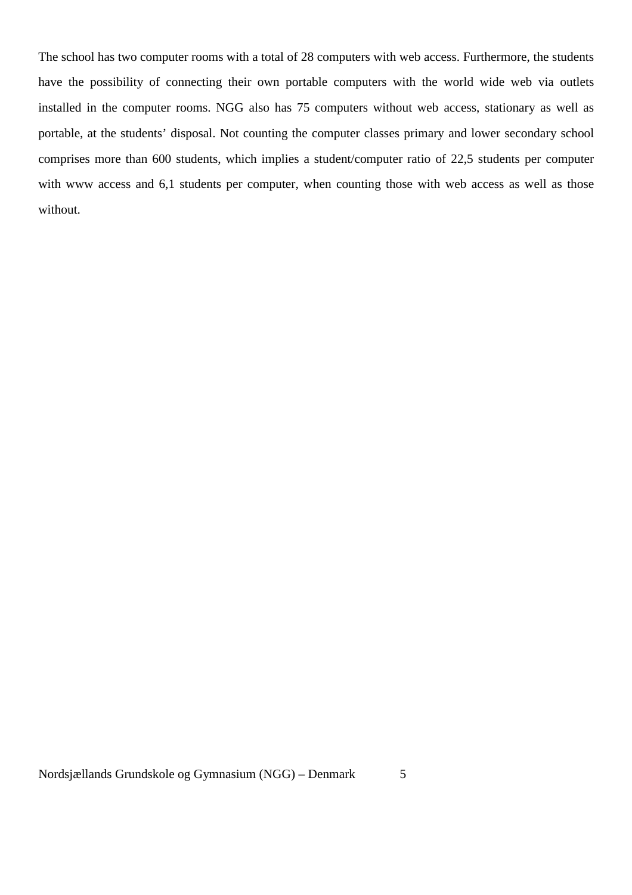The school has two computer rooms with a total of 28 computers with web access. Furthermore, the students have the possibility of connecting their own portable computers with the world wide web via outlets installed in the computer rooms. NGG also has 75 computers without web access, stationary as well as portable, at the students' disposal. Not counting the computer classes primary and lower secondary school comprises more than 600 students, which implies a student/computer ratio of 22,5 students per computer with www access and 6,1 students per computer, when counting those with web access as well as those without.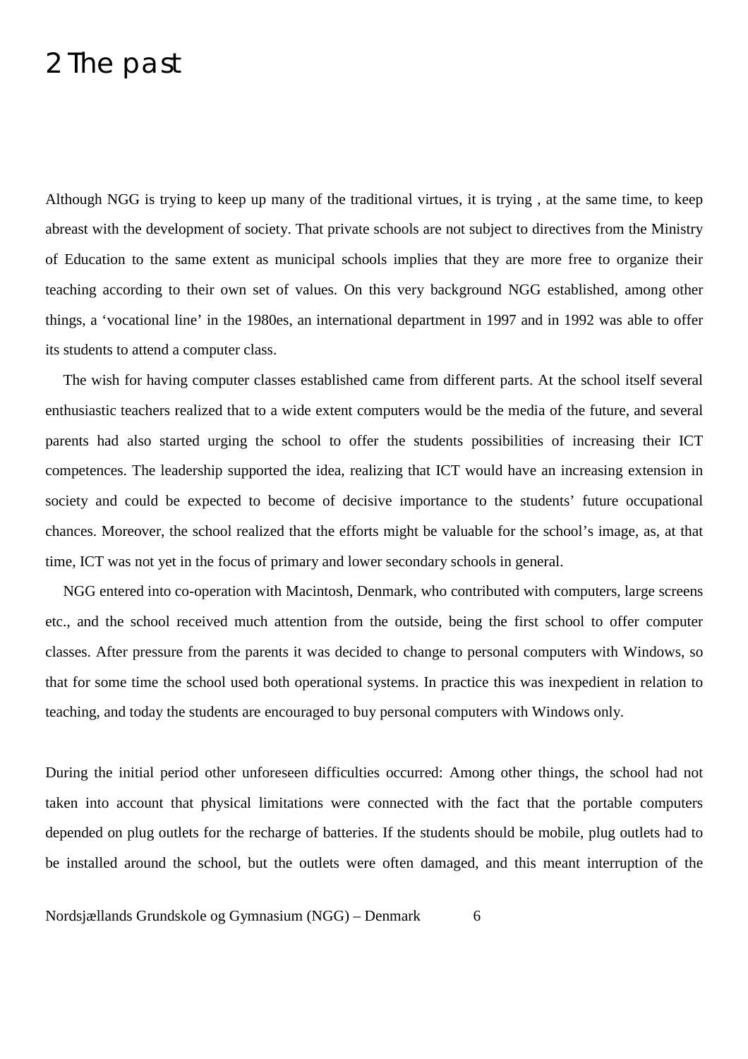# 2 The past

Although NGG is trying to keep up many of the traditional virtues, it is trying , at the same time, to keep abreast with the development of society. That private schools are not subject to directives from the Ministry of Education to the same extent as municipal schools implies that they are more free to organize their teaching according to their own set of values. On this very background NGG established, among other things, a 'vocational line' in the 1980es, an international department in 1997 and in 1992 was able to offer its students to attend a computer class.

The wish for having computer classes established came from different parts. At the school itself several enthusiastic teachers realized that to a wide extent computers would be the media of the future, and several parents had also started urging the school to offer the students possibilities of increasing their ICT competences. The leadership supported the idea, realizing that ICT would have an increasing extension in society and could be expected to become of decisive importance to the students' future occupational chances. Moreover, the school realized that the efforts might be valuable for the school's image, as, at that time, ICT was not yet in the focus of primary and lower secondary schools in general.

NGG entered into co-operation with Macintosh, Denmark, who contributed with computers, large screens etc., and the school received much attention from the outside, being the first school to offer computer classes. After pressure from the parents it was decided to change to personal computers with Windows, so that for some time the school used both operational systems. In practice this was inexpedient in relation to teaching, and today the students are encouraged to buy personal computers with Windows only.

During the initial period other unforeseen difficulties occurred: Among other things, the school had not taken into account that physical limitations were connected with the fact that the portable computers depended on plug outlets for the recharge of batteries. If the students should be mobile, plug outlets had to be installed around the school, but the outlets were often damaged, and this meant interruption of the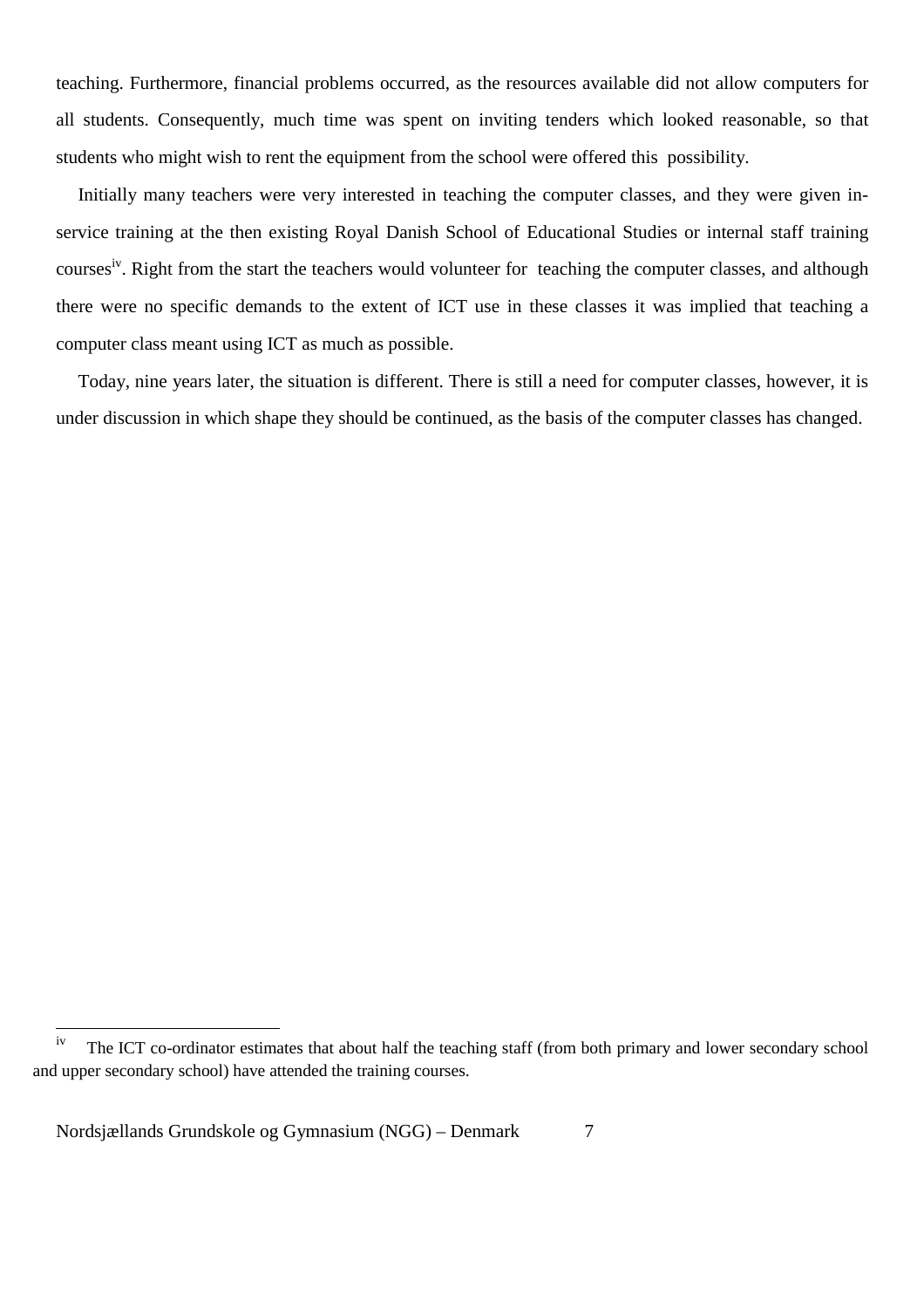teaching. Furthermore, financial problems occurred, as the resources available did not allow computers for all students. Consequently, much time was spent on inviting tenders which looked reasonable, so that students who might wish to rent the equipment from the school were offered this possibility.

Initially many teachers were very interested in teaching the computer classes, and they were given in-service training at the then existing Royal Danish School of Educational Studies or internal staff training courses[iv]. Right from the start the teachers would volunteer for teaching the computer classes, and although there were no specific demands to the extent of ICT use in these classes it was implied that teaching a computer class meant using ICT as much as possible.

Today, nine years later, the situation is different. There is still a need for computer classes, however, it is under discussion in which shape they should be continued, as the basis of the computer classes has changed.

[iv] The ICT co-ordinator estimates that about half the teaching staff (from both primary and lower secondary school and upper secondary school) have attended the training courses.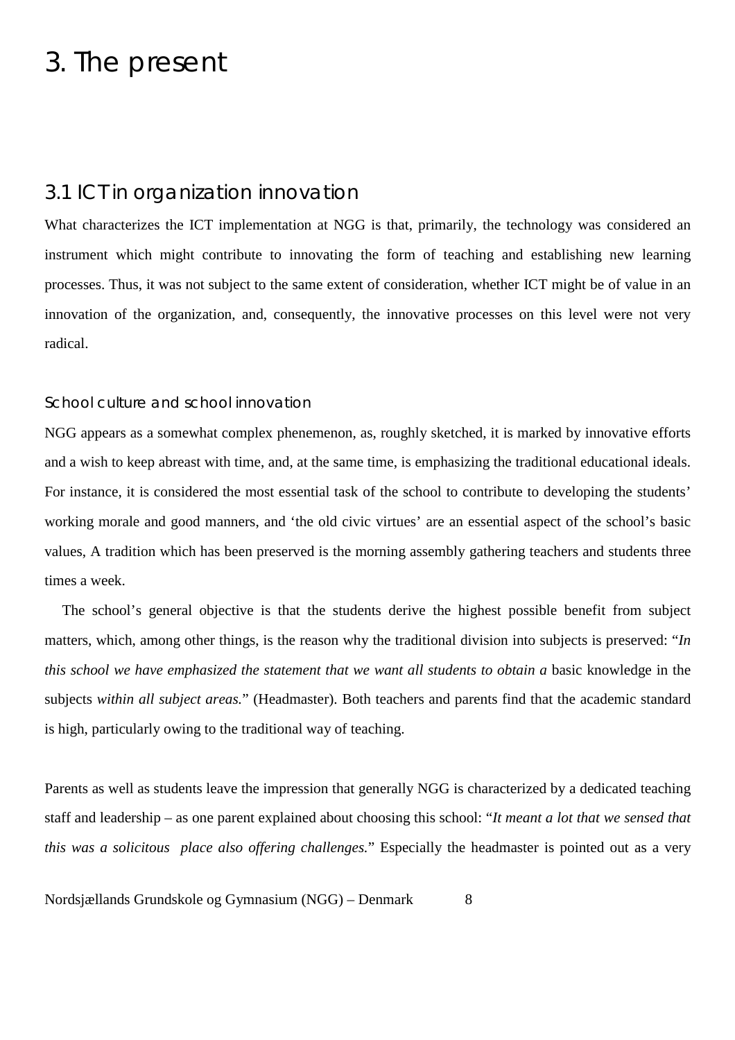# 3. The present

## 3.1 ICT in organization innovation

What characterizes the ICT implementation at NGG is that, primarily, the technology was considered an instrument which might contribute to innovating the form of teaching and establishing new learning processes. Thus, it was not subject to the same extent of consideration, whether ICT might be of value in an innovation of the organization, and, consequently, the innovative processes on this level were not very radical.

### School culture and school innovation

NGG appears as a somewhat complex phenemenon, as, roughly sketched, it is marked by innovative efforts and a wish to keep abreast with time, and, at the same time, is emphasizing the traditional educational ideals. For instance, it is considered the most essential task of the school to contribute to developing the students' working morale and good manners, and 'the old civic virtues' are an essential aspect of the school's basic values, A tradition which has been preserved is the morning assembly gathering teachers and students three times a week.

The school's general objective is that the students derive the highest possible benefit from subject matters, which, among other things, is the reason why the traditional division into subjects is preserved: "*In this school we have emphasized the statement that we want all students to obtain a* basic knowledge in the subjects *within all subject areas.*" (Headmaster). Both teachers and parents find that the academic standard is high, particularly owing to the traditional way of teaching.

Parents as well as students leave the impression that generally NGG is characterized by a dedicated teaching staff and leadership – as one parent explained about choosing this school: "*It meant a lot that we sensed that this was a solicitous place also offering challenges.*" Especially the headmaster is pointed out as a very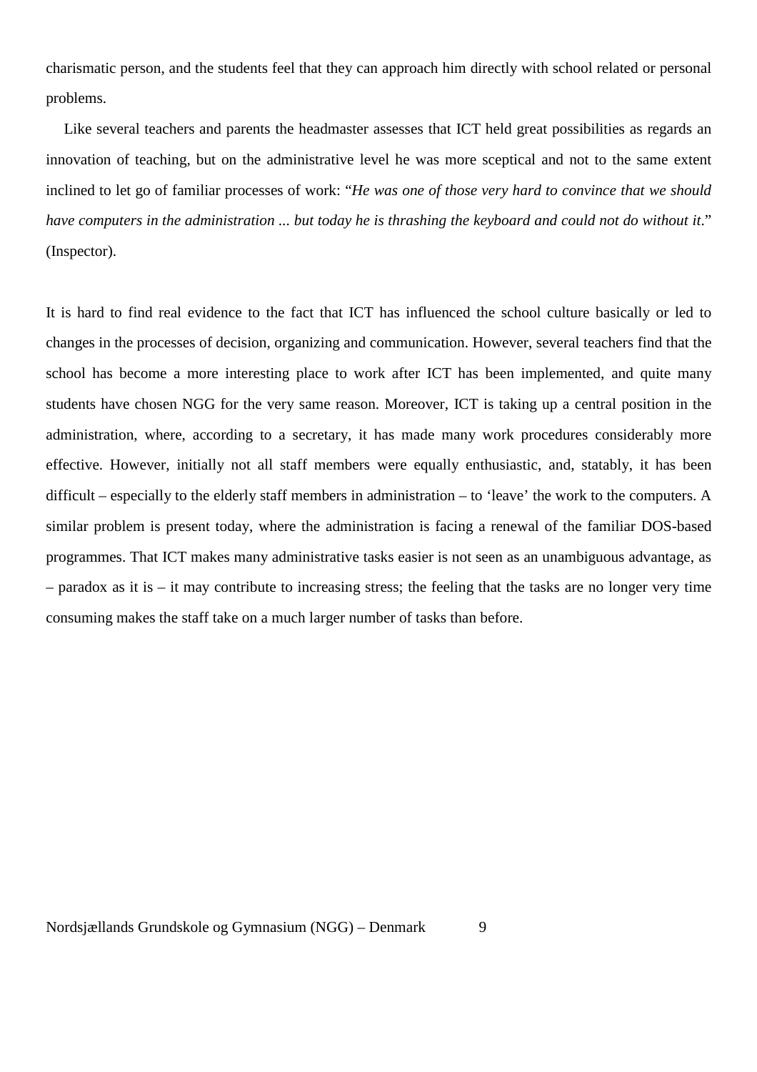charismatic person, and the students feel that they can approach him directly with school related or personal problems.

Like several teachers and parents the headmaster assesses that ICT held great possibilities as regards an innovation of teaching, but on the administrative level he was more sceptical and not to the same extent inclined to let go of familiar processes of work: "*He was one of those very hard to convince that we should have computers in the administration ... but today he is thrashing the keyboard and could not do without it*." (Inspector).

It is hard to find real evidence to the fact that ICT has influenced the school culture basically or led to changes in the processes of decision, organizing and communication. However, several teachers find that the school has become a more interesting place to work after ICT has been implemented, and quite many students have chosen NGG for the very same reason. Moreover, ICT is taking up a central position in the administration, where, according to a secretary, it has made many work procedures considerably more effective. However, initially not all staff members were equally enthusiastic, and, statably, it has been difficult – especially to the elderly staff members in administration – to 'leave' the work to the computers. A similar problem is present today, where the administration is facing a renewal of the familiar DOS-based programmes. That ICT makes many administrative tasks easier is not seen as an unambiguous advantage, as – paradox as it is – it may contribute to increasing stress; the feeling that the tasks are no longer very time consuming makes the staff take on a much larger number of tasks than before.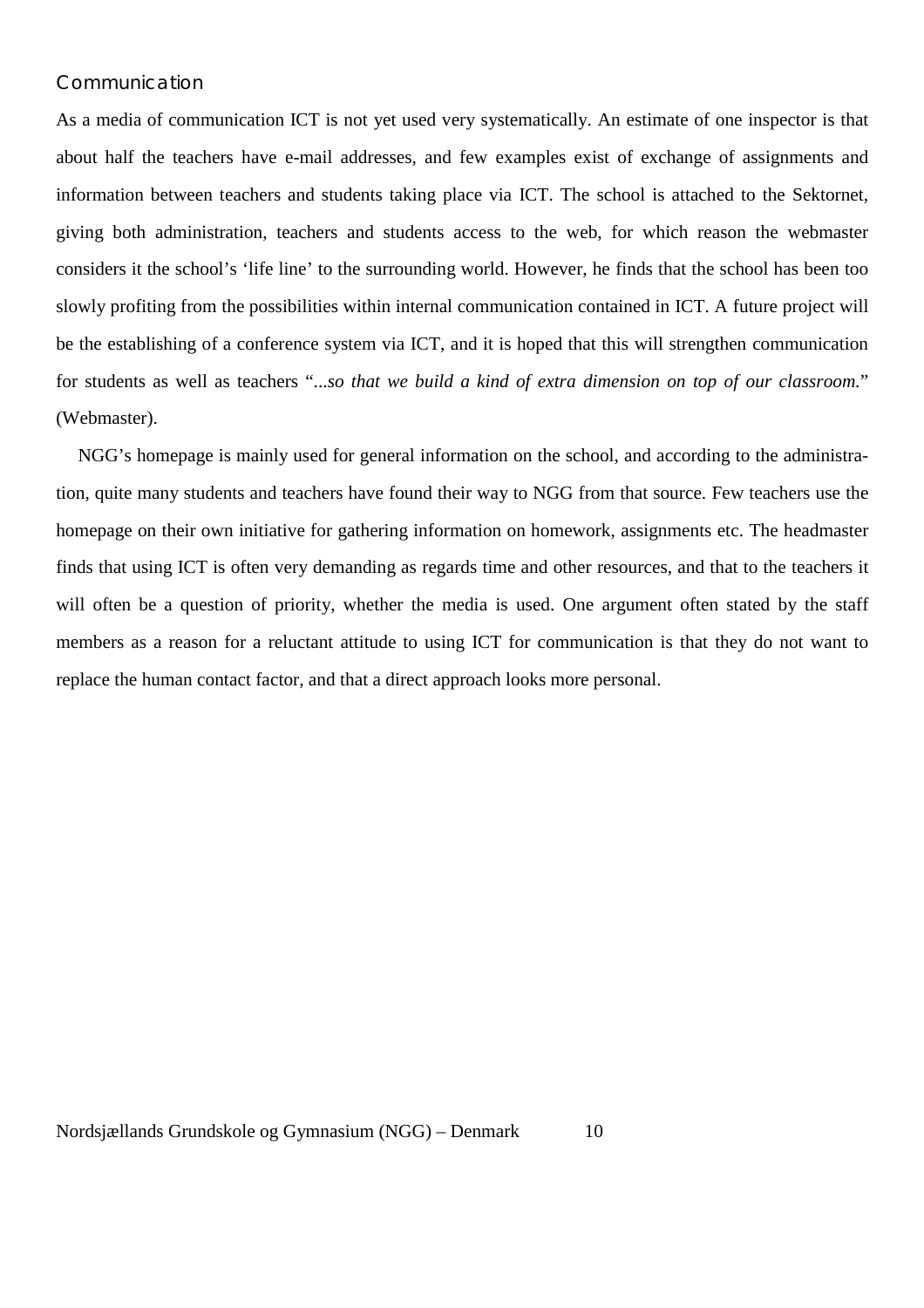### Communication

As a media of communication ICT is not yet used very systematically. An estimate of one inspector is that about half the teachers have e-mail addresses, and few examples exist of exchange of assignments and information between teachers and students taking place via ICT. The school is attached to the Sektornet, giving both administration, teachers and students access to the web, for which reason the webmaster considers it the school's 'life line' to the surrounding world. However, he finds that the school has been too slowly profiting from the possibilities within internal communication contained in ICT. A future project will be the establishing of a conference system via ICT, and it is hoped that this will strengthen communication for students as well as teachers "*...so that we build a kind of extra dimension on top of our classroom.*" (Webmaster).

NGG's homepage is mainly used for general information on the school, and according to the administration, quite many students and teachers have found their way to NGG from that source. Few teachers use the homepage on their own initiative for gathering information on homework, assignments etc. The headmaster finds that using ICT is often very demanding as regards time and other resources, and that to the teachers it will often be a question of priority, whether the media is used. One argument often stated by the staff members as a reason for a reluctant attitude to using ICT for communication is that they do not want to replace the human contact factor, and that a direct approach looks more personal.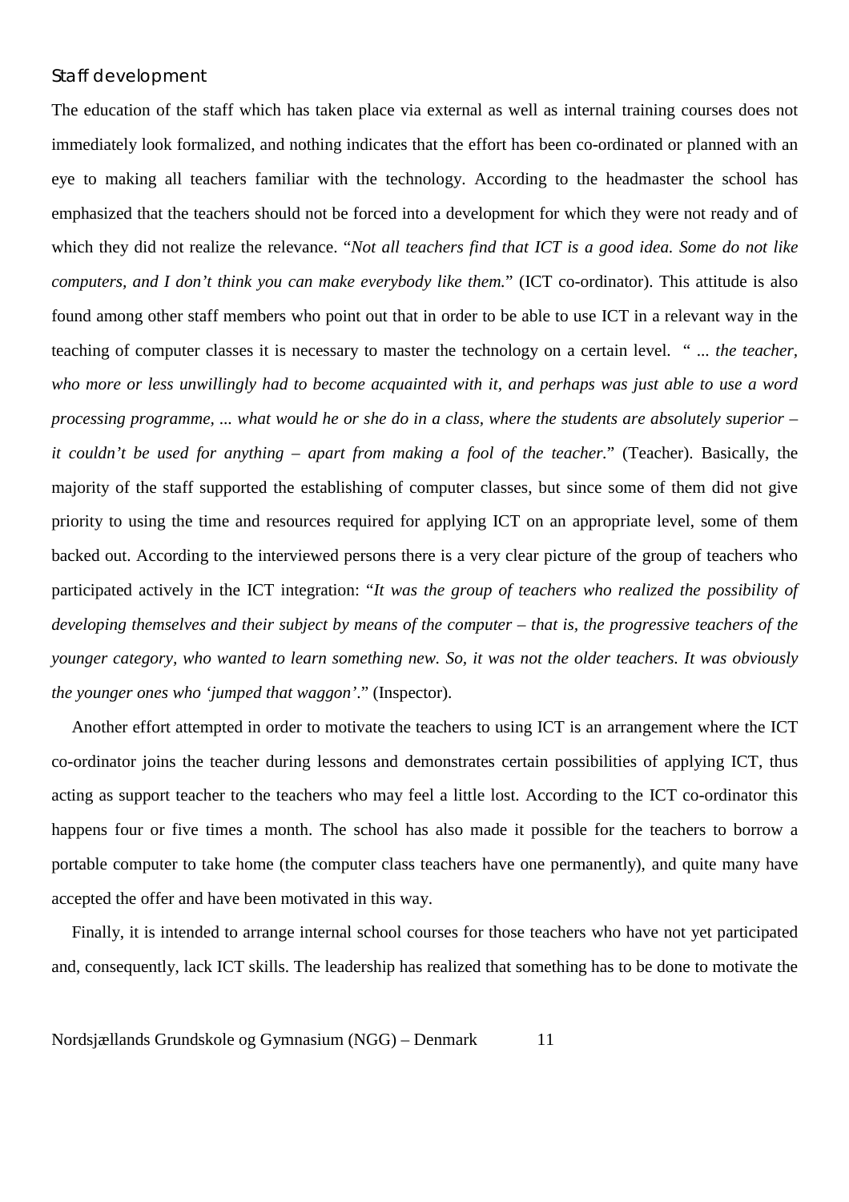### Staff development

The education of the staff which has taken place via external as well as internal training courses does not immediately look formalized, and nothing indicates that the effort has been co-ordinated or planned with an eye to making all teachers familiar with the technology. According to the headmaster the school has emphasized that the teachers should not be forced into a development for which they were not ready and of which they did not realize the relevance. "*Not all teachers find that ICT is a good idea. Some do not like computers, and I don't think you can make everybody like them.*" (ICT co-ordinator). This attitude is also found among other staff members who point out that in order to be able to use ICT in a relevant way in the teaching of computer classes it is necessary to master the technology on a certain level. " *... the teacher, who more or less unwillingly had to become acquainted with it, and perhaps was just able to use a word processing programme, ... what would he or she do in a class, where the students are absolutely superior – it couldn't be used for anything – apart from making a fool of the teacher.*" (Teacher). Basically, the majority of the staff supported the establishing of computer classes, but since some of them did not give priority to using the time and resources required for applying ICT on an appropriate level, some of them backed out. According to the interviewed persons there is a very clear picture of the group of teachers who participated actively in the ICT integration: "*It was the group of teachers who realized the possibility of developing themselves and their subject by means of the computer – that is, the progressive teachers of the younger category, who wanted to learn something new. So, it was not the older teachers. It was obviously the younger ones who 'jumped that waggon'.*" (Inspector).

Another effort attempted in order to motivate the teachers to using ICT is an arrangement where the ICT co-ordinator joins the teacher during lessons and demonstrates certain possibilities of applying ICT, thus acting as support teacher to the teachers who may feel a little lost. According to the ICT co-ordinator this happens four or five times a month. The school has also made it possible for the teachers to borrow a portable computer to take home (the computer class teachers have one permanently), and quite many have accepted the offer and have been motivated in this way.

Finally, it is intended to arrange internal school courses for those teachers who have not yet participated and, consequently, lack ICT skills. The leadership has realized that something has to be done to motivate the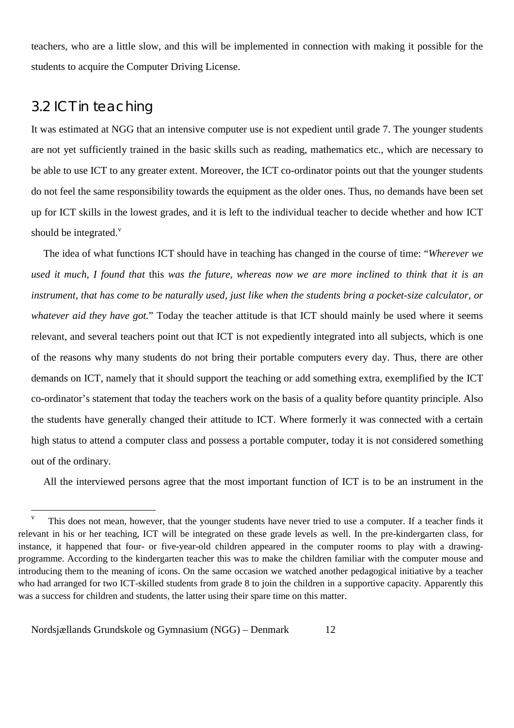teachers, who are a little slow, and this will be implemented in connection with making it possible for the students to acquire the Computer Driving License.

## 3.2 ICT in teaching

It was estimated at NGG that an intensive computer use is not expedient until grade 7. The younger students are not yet sufficiently trained in the basic skills such as reading, mathematics etc., which are necessary to be able to use ICT to any greater extent. Moreover, the ICT co-ordinator points out that the younger students do not feel the same responsibility towards the equipment as the older ones. Thus, no demands have been set up for ICT skills in the lowest grades, and it is left to the individual teacher to decide whether and how ICT should be integrated.[v]

The idea of what functions ICT should have in teaching has changed in the course of time: "*Wherever we used it much, I found that* this *was the future, whereas now we are more inclined to think that it is an instrument, that has come to be naturally used, just like when the students bring a pocket-size calculator, or whatever aid they have got.*" Today the teacher attitude is that ICT should mainly be used where it seems relevant, and several teachers point out that ICT is not expediently integrated into all subjects, which is one of the reasons why many students do not bring their portable computers every day. Thus, there are other demands on ICT, namely that it should support the teaching or add something extra, exemplified by the ICT co-ordinator's statement that today the teachers work on the basis of a quality before quantity principle. Also the students have generally changed their attitude to ICT. Where formerly it was connected with a certain high status to attend a computer class and possess a portable computer, today it is not considered something out of the ordinary.

All the interviewed persons agree that the most important function of ICT is to be an instrument in the

---

[v] This does not mean, however, that the younger students have never tried to use a computer. If a teacher finds it relevant in his or her teaching, ICT will be integrated on these grade levels as well. In the pre-kindergarten class, for instance, it happened that four- or five-year-old children appeared in the computer rooms to play with a drawing-programme. According to the kindergarten teacher this was to make the children familiar with the computer mouse and introducing them to the meaning of icons. On the same occasion we watched another pedagogical initiative by a teacher who had arranged for two ICT-skilled students from grade 8 to join the children in a supportive capacity. Apparently this was a success for children and students, the latter using their spare time on this matter.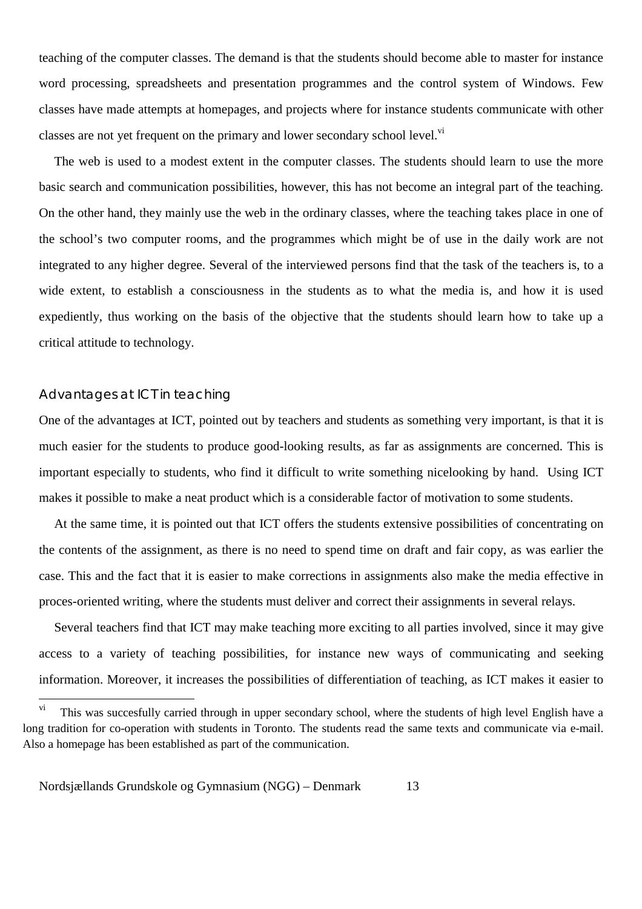teaching of the computer classes. The demand is that the students should become able to master for instance word processing, spreadsheets and presentation programmes and the control system of Windows. Few classes have made attempts at homepages, and projects where for instance students communicate with other classes are not yet frequent on the primary and lower secondary school level.[vi]

The web is used to a modest extent in the computer classes. The students should learn to use the more basic search and communication possibilities, however, this has not become an integral part of the teaching. On the other hand, they mainly use the web in the ordinary classes, where the teaching takes place in one of the school's two computer rooms, and the programmes which might be of use in the daily work are not integrated to any higher degree. Several of the interviewed persons find that the task of the teachers is, to a wide extent, to establish a consciousness in the students as to what the media is, and how it is used expediently, thus working on the basis of the objective that the students should learn how to take up a critical attitude to technology.

### Advantages at ICT in teaching

One of the advantages at ICT, pointed out by teachers and students as something very important, is that it is much easier for the students to produce good-looking results, as far as assignments are concerned. This is important especially to students, who find it difficult to write something nicelooking by hand. Using ICT makes it possible to make a neat product which is a considerable factor of motivation to some students.

At the same time, it is pointed out that ICT offers the students extensive possibilities of concentrating on the contents of the assignment, as there is no need to spend time on draft and fair copy, as was earlier the case. This and the fact that it is easier to make corrections in assignments also make the media effective in proces-oriented writing, where the students must deliver and correct their assignments in several relays.

Several teachers find that ICT may make teaching more exciting to all parties involved, since it may give access to a variety of teaching possibilities, for instance new ways of communicating and seeking information. Moreover, it increases the possibilities of differentiation of teaching, as ICT makes it easier to

---

[vi] This was succesfully carried through in upper secondary school, where the students of high level English have a long tradition for co-operation with students in Toronto. The students read the same texts and communicate via e-mail. Also a homepage has been established as part of the communication.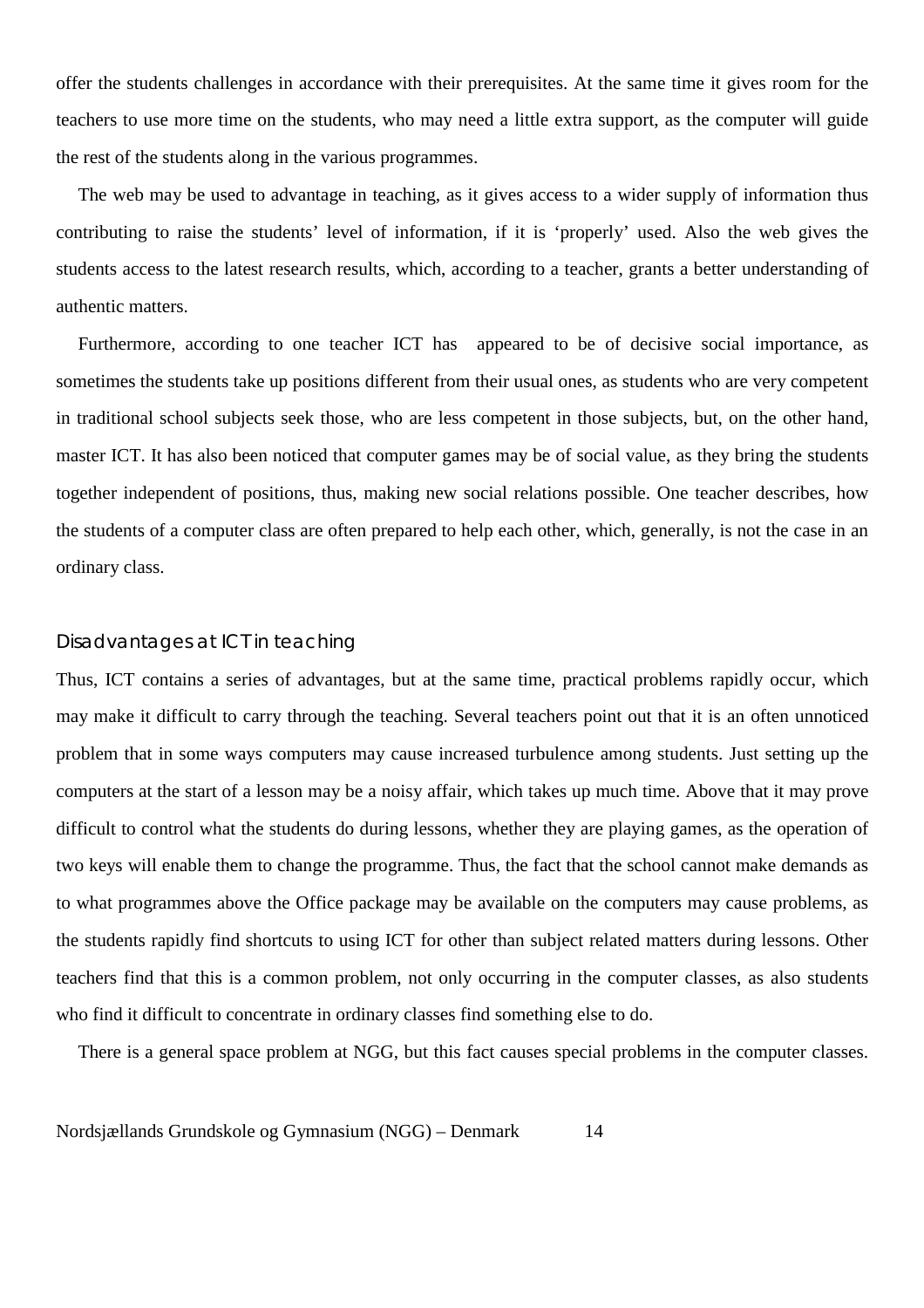offer the students challenges in accordance with their prerequisites. At the same time it gives room for the teachers to use more time on the students, who may need a little extra support, as the computer will guide the rest of the students along in the various programmes.

The web may be used to advantage in teaching, as it gives access to a wider supply of information thus contributing to raise the students' level of information, if it is 'properly' used. Also the web gives the students access to the latest research results, which, according to a teacher, grants a better understanding of authentic matters.

Furthermore, according to one teacher ICT has appeared to be of decisive social importance, as sometimes the students take up positions different from their usual ones, as students who are very competent in traditional school subjects seek those, who are less competent in those subjects, but, on the other hand, master ICT. It has also been noticed that computer games may be of social value, as they bring the students together independent of positions, thus, making new social relations possible. One teacher describes, how the students of a computer class are often prepared to help each other, which, generally, is not the case in an ordinary class.

### Disadvantages at ICT in teaching

Thus, ICT contains a series of advantages, but at the same time, practical problems rapidly occur, which may make it difficult to carry through the teaching. Several teachers point out that it is an often unnoticed problem that in some ways computers may cause increased turbulence among students. Just setting up the computers at the start of a lesson may be a noisy affair, which takes up much time. Above that it may prove difficult to control what the students do during lessons, whether they are playing games, as the operation of two keys will enable them to change the programme. Thus, the fact that the school cannot make demands as to what programmes above the Office package may be available on the computers may cause problems, as the students rapidly find shortcuts to using ICT for other than subject related matters during lessons. Other teachers find that this is a common problem, not only occurring in the computer classes, as also students who find it difficult to concentrate in ordinary classes find something else to do.

There is a general space problem at NGG, but this fact causes special problems in the computer classes.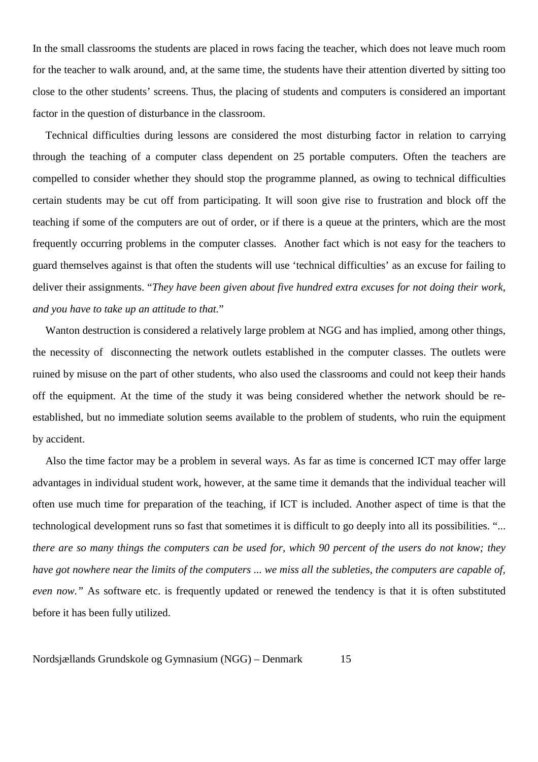In the small classrooms the students are placed in rows facing the teacher, which does not leave much room for the teacher to walk around, and, at the same time, the students have their attention diverted by sitting too close to the other students' screens. Thus, the placing of students and computers is considered an important factor in the question of disturbance in the classroom.

Technical difficulties during lessons are considered the most disturbing factor in relation to carrying through the teaching of a computer class dependent on 25 portable computers. Often the teachers are compelled to consider whether they should stop the programme planned, as owing to technical difficulties certain students may be cut off from participating. It will soon give rise to frustration and block off the teaching if some of the computers are out of order, or if there is a queue at the printers, which are the most frequently occurring problems in the computer classes. Another fact which is not easy for the teachers to guard themselves against is that often the students will use 'technical difficulties' as an excuse for failing to deliver their assignments. "*They have been given about five hundred extra excuses for not doing their work, and you have to take up an attitude to that.*"

Wanton destruction is considered a relatively large problem at NGG and has implied, among other things, the necessity of disconnecting the network outlets established in the computer classes. The outlets were ruined by misuse on the part of other students, who also used the classrooms and could not keep their hands off the equipment. At the time of the study it was being considered whether the network should be re-established, but no immediate solution seems available to the problem of students, who ruin the equipment by accident.

Also the time factor may be a problem in several ways. As far as time is concerned ICT may offer large advantages in individual student work, however, at the same time it demands that the individual teacher will often use much time for preparation of the teaching, if ICT is included. Another aspect of time is that the technological development runs so fast that sometimes it is difficult to go deeply into all its possibilities. "*... there are so many things the computers can be used for, which 90 percent of the users do not know; they have got nowhere near the limits of the computers ... we miss all the subleties, the computers are capable of, even now.*" As software etc. is frequently updated or renewed the tendency is that it is often substituted before it has been fully utilized.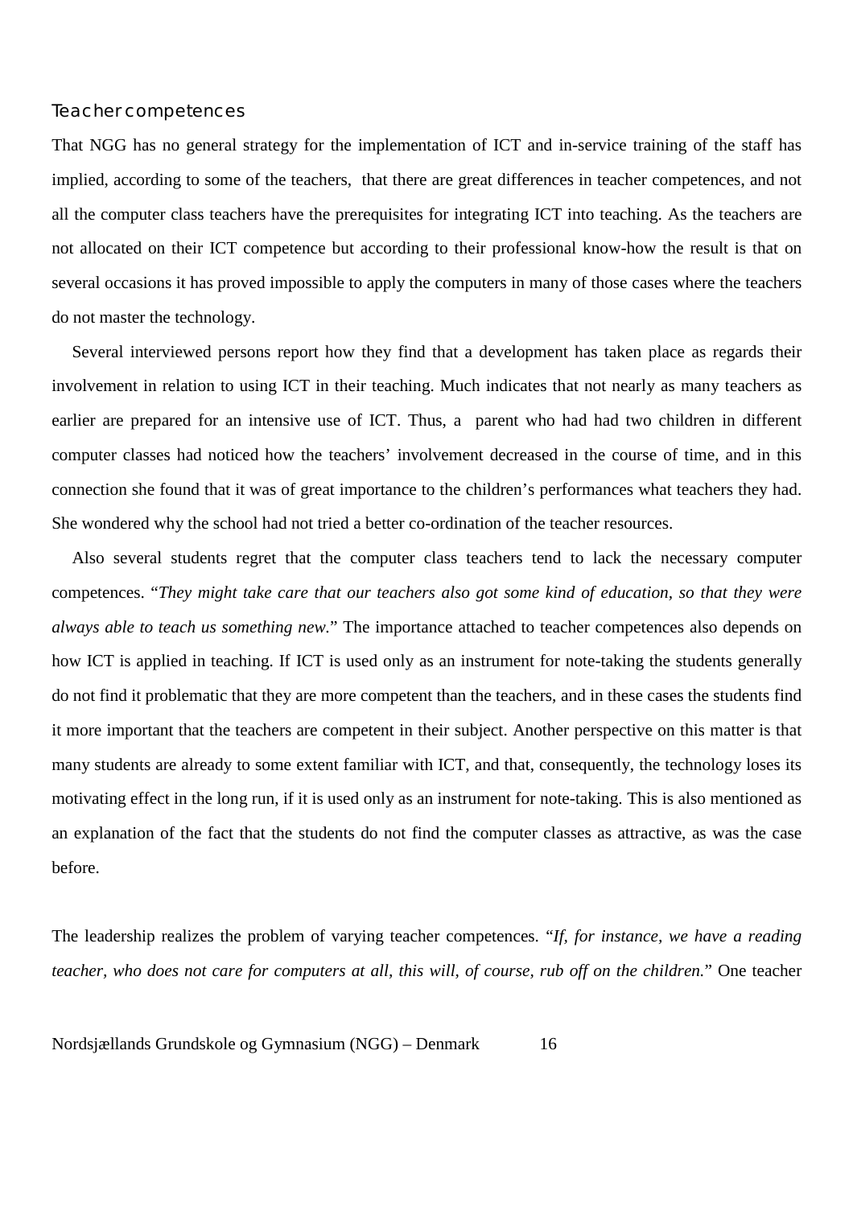### Teacher competences

That NGG has no general strategy for the implementation of ICT and in-service training of the staff has implied, according to some of the teachers, that there are great differences in teacher competences, and not all the computer class teachers have the prerequisites for integrating ICT into teaching. As the teachers are not allocated on their ICT competence but according to their professional know-how the result is that on several occasions it has proved impossible to apply the computers in many of those cases where the teachers do not master the technology.

Several interviewed persons report how they find that a development has taken place as regards their involvement in relation to using ICT in their teaching. Much indicates that not nearly as many teachers as earlier are prepared for an intensive use of ICT. Thus, a parent who had had two children in different computer classes had noticed how the teachers' involvement decreased in the course of time, and in this connection she found that it was of great importance to the children's performances what teachers they had. She wondered why the school had not tried a better co-ordination of the teacher resources.

Also several students regret that the computer class teachers tend to lack the necessary computer competences. "*They might take care that our teachers also got some kind of education, so that they were always able to teach us something new.*" The importance attached to teacher competences also depends on how ICT is applied in teaching. If ICT is used only as an instrument for note-taking the students generally do not find it problematic that they are more competent than the teachers, and in these cases the students find it more important that the teachers are competent in their subject. Another perspective on this matter is that many students are already to some extent familiar with ICT, and that, consequently, the technology loses its motivating effect in the long run, if it is used only as an instrument for note-taking. This is also mentioned as an explanation of the fact that the students do not find the computer classes as attractive, as was the case before.

The leadership realizes the problem of varying teacher competences. "*If, for instance, we have a reading teacher, who does not care for computers at all, this will, of course, rub off on the children.*" One teacher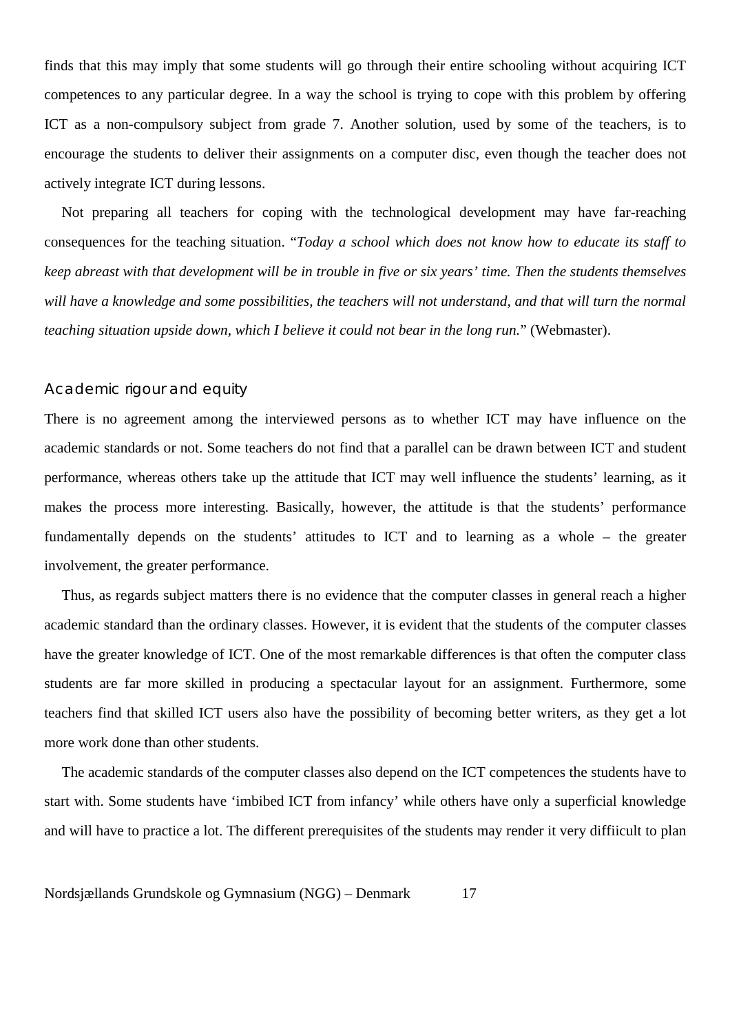finds that this may imply that some students will go through their entire schooling without acquiring ICT competences to any particular degree. In a way the school is trying to cope with this problem by offering ICT as a non-compulsory subject from grade 7. Another solution, used by some of the teachers, is to encourage the students to deliver their assignments on a computer disc, even though the teacher does not actively integrate ICT during lessons.

Not preparing all teachers for coping with the technological development may have far-reaching consequences for the teaching situation. "*Today a school which does not know how to educate its staff to keep abreast with that development will be in trouble in five or six years' time. Then the students themselves will have a knowledge and some possibilities, the teachers will not understand, and that will turn the normal teaching situation upside down, which I believe it could not bear in the long run.*" (Webmaster).

### Academic rigour and equity

There is no agreement among the interviewed persons as to whether ICT may have influence on the academic standards or not. Some teachers do not find that a parallel can be drawn between ICT and student performance, whereas others take up the attitude that ICT may well influence the students' learning, as it makes the process more interesting. Basically, however, the attitude is that the students' performance fundamentally depends on the students' attitudes to ICT and to learning as a whole – the greater involvement, the greater performance.

Thus, as regards subject matters there is no evidence that the computer classes in general reach a higher academic standard than the ordinary classes. However, it is evident that the students of the computer classes have the greater knowledge of ICT. One of the most remarkable differences is that often the computer class students are far more skilled in producing a spectacular layout for an assignment. Furthermore, some teachers find that skilled ICT users also have the possibility of becoming better writers, as they get a lot more work done than other students.

The academic standards of the computer classes also depend on the ICT competences the students have to start with. Some students have 'imbibed ICT from infancy' while others have only a superficial knowledge and will have to practice a lot. The different prerequisites of the students may render it very diffiicult to plan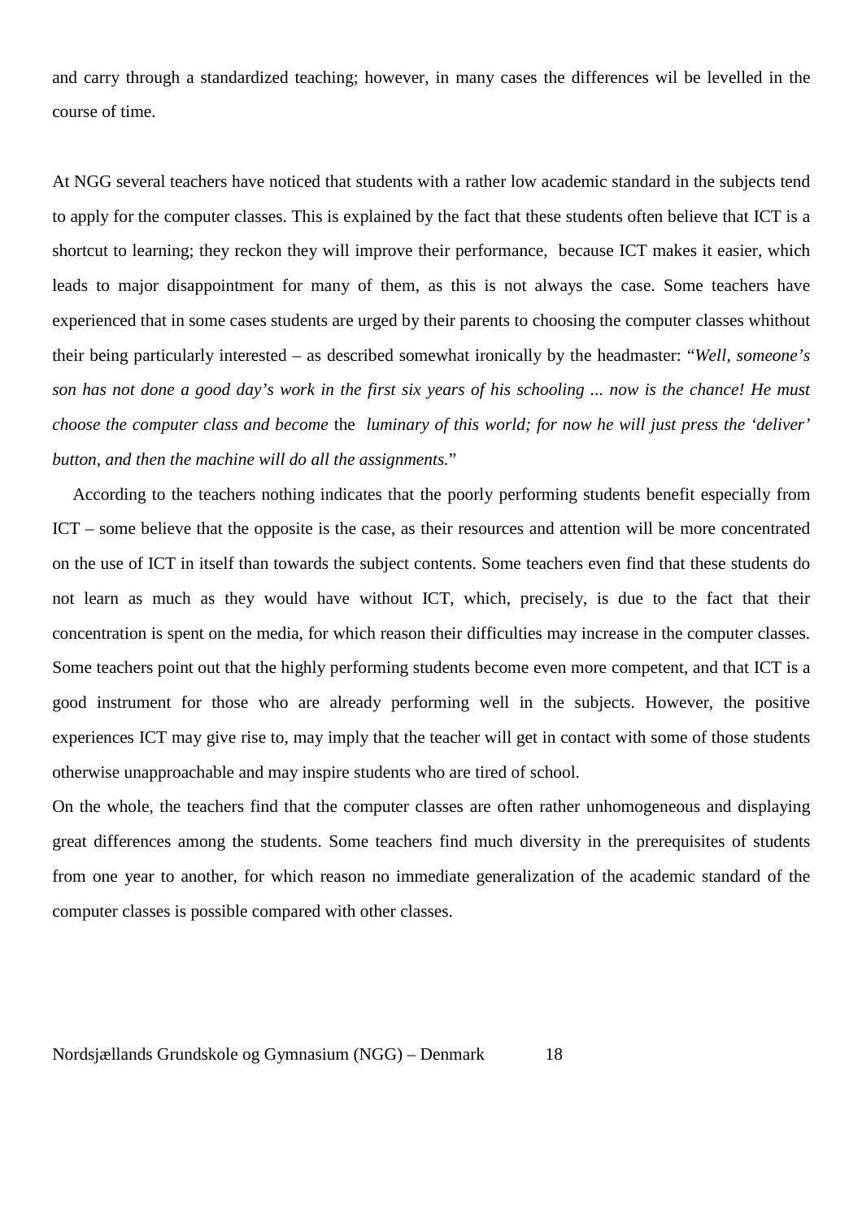and carry through a standardized teaching; however, in many cases the differences wil be levelled in the course of time.

At NGG several teachers have noticed that students with a rather low academic standard in the subjects tend to apply for the computer classes. This is explained by the fact that these students often believe that ICT is a shortcut to learning; they reckon they will improve their performance, because ICT makes it easier, which leads to major disappointment for many of them, as this is not always the case. Some teachers have experienced that in some cases students are urged by their parents to choosing the computer classes whithout their being particularly interested – as described somewhat ironically by the headmaster: "*Well, someone's son has not done a good day's work in the first six years of his schooling ... now is the chance! He must choose the computer class and become* the *luminary of this world; for now he will just press the 'deliver' button, and then the machine will do all the assignments.*"

According to the teachers nothing indicates that the poorly performing students benefit especially from ICT – some believe that the opposite is the case, as their resources and attention will be more concentrated on the use of ICT in itself than towards the subject contents. Some teachers even find that these students do not learn as much as they would have without ICT, which, precisely, is due to the fact that their concentration is spent on the media, for which reason their difficulties may increase in the computer classes. Some teachers point out that the highly performing students become even more competent, and that ICT is a good instrument for those who are already performing well in the subjects. However, the positive experiences ICT may give rise to, may imply that the teacher will get in contact with some of those students otherwise unapproachable and may inspire students who are tired of school.

On the whole, the teachers find that the computer classes are often rather unhomogeneous and displaying great differences among the students. Some teachers find much diversity in the prerequisites of students from one year to another, for which reason no immediate generalization of the academic standard of the computer classes is possible compared with other classes.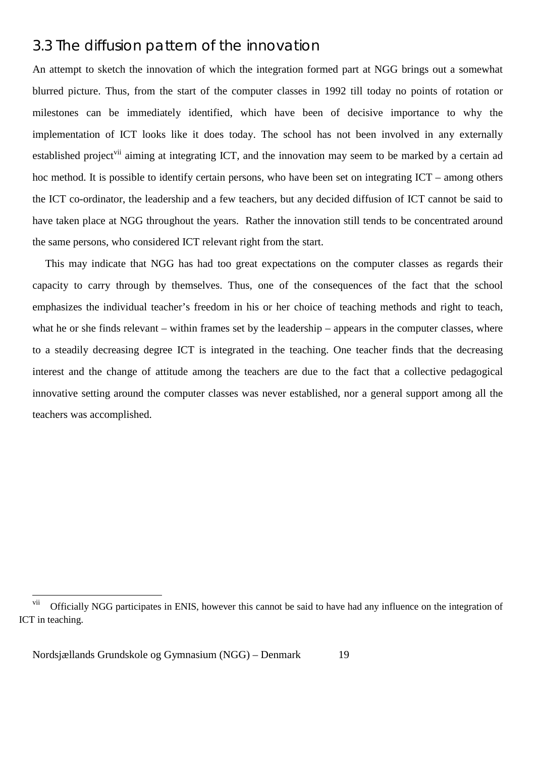### 3.3 The diffusion pattern of the innovation

An attempt to sketch the innovation of which the integration formed part at NGG brings out a somewhat blurred picture. Thus, from the start of the computer classes in 1992 till today no points of rotation or milestones can be immediately identified, which have been of decisive importance to why the implementation of ICT looks like it does today. The school has not been involved in any externally established project[vii] aiming at integrating ICT, and the innovation may seem to be marked by a certain ad hoc method. It is possible to identify certain persons, who have been set on integrating ICT – among others the ICT co-ordinator, the leadership and a few teachers, but any decided diffusion of ICT cannot be said to have taken place at NGG throughout the years. Rather the innovation still tends to be concentrated around the same persons, who considered ICT relevant right from the start.

This may indicate that NGG has had too great expectations on the computer classes as regards their capacity to carry through by themselves. Thus, one of the consequences of the fact that the school emphasizes the individual teacher's freedom in his or her choice of teaching methods and right to teach, what he or she finds relevant – within frames set by the leadership – appears in the computer classes, where to a steadily decreasing degree ICT is integrated in the teaching. One teacher finds that the decreasing interest and the change of attitude among the teachers are due to the fact that a collective pedagogical innovative setting around the computer classes was never established, nor a general support among all the teachers was accomplished.

---

[vii] Officially NGG participates in ENIS, however this cannot be said to have had any influence on the integration of ICT in teaching.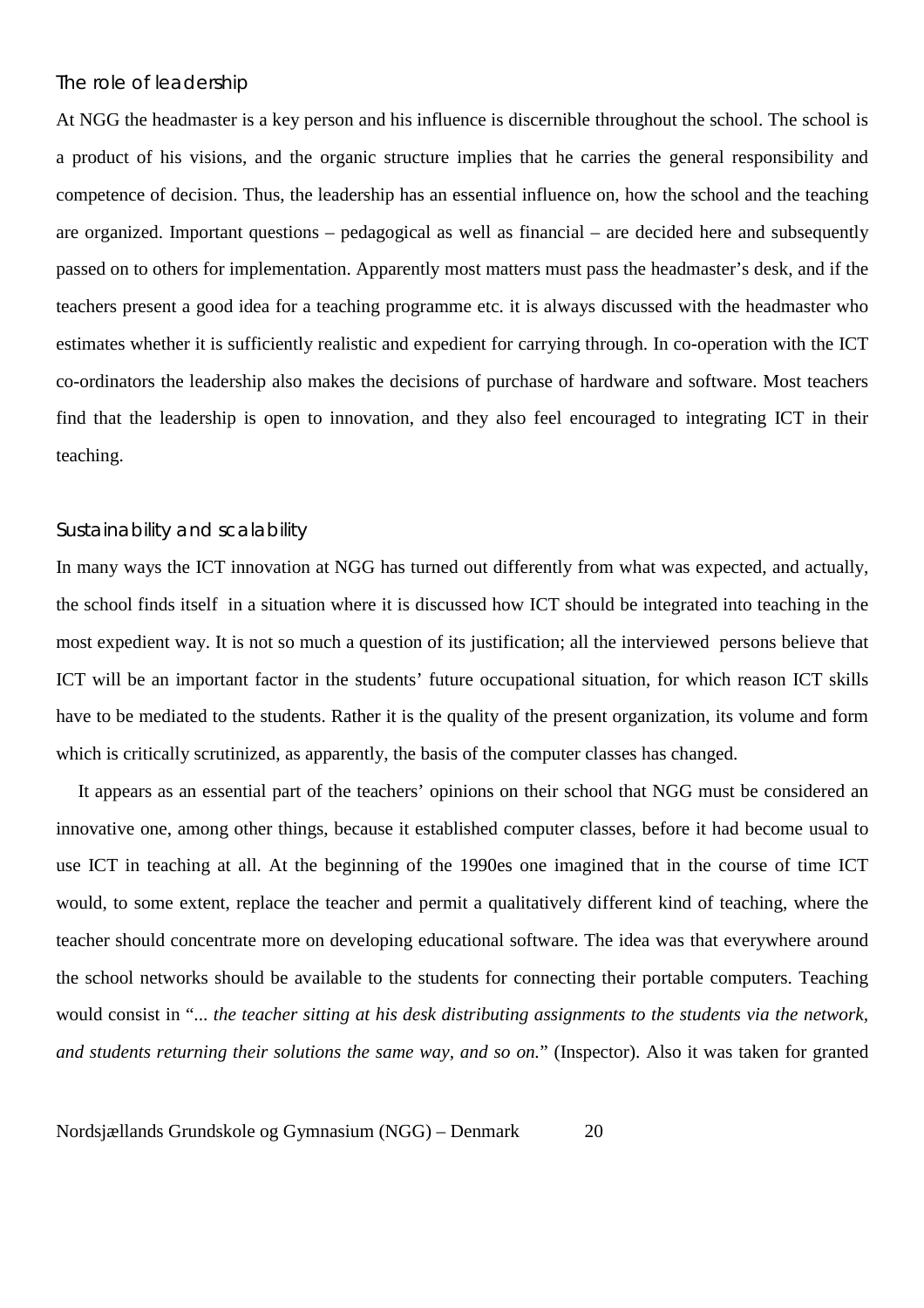### The role of leadership

At NGG the headmaster is a key person and his influence is discernible throughout the school. The school is a product of his visions, and the organic structure implies that he carries the general responsibility and competence of decision. Thus, the leadership has an essential influence on, how the school and the teaching are organized. Important questions – pedagogical as well as financial – are decided here and subsequently passed on to others for implementation. Apparently most matters must pass the headmaster's desk, and if the teachers present a good idea for a teaching programme etc. it is always discussed with the headmaster who estimates whether it is sufficiently realistic and expedient for carrying through. In co-operation with the ICT co-ordinators the leadership also makes the decisions of purchase of hardware and software. Most teachers find that the leadership is open to innovation, and they also feel encouraged to integrating ICT in their teaching.

### Sustainability and scalability

In many ways the ICT innovation at NGG has turned out differently from what was expected, and actually, the school finds itself in a situation where it is discussed how ICT should be integrated into teaching in the most expedient way. It is not so much a question of its justification; all the interviewed persons believe that ICT will be an important factor in the students' future occupational situation, for which reason ICT skills have to be mediated to the students. Rather it is the quality of the present organization, its volume and form which is critically scrutinized, as apparently, the basis of the computer classes has changed.

It appears as an essential part of the teachers' opinions on their school that NGG must be considered an innovative one, among other things, because it established computer classes, before it had become usual to use ICT in teaching at all. At the beginning of the 1990es one imagined that in the course of time ICT would, to some extent, replace the teacher and permit a qualitatively different kind of teaching, where the teacher should concentrate more on developing educational software. The idea was that everywhere around the school networks should be available to the students for connecting their portable computers. Teaching would consist in "*... the teacher sitting at his desk distributing assignments to the students via the network, and students returning their solutions the same way, and so on.*" (Inspector). Also it was taken for granted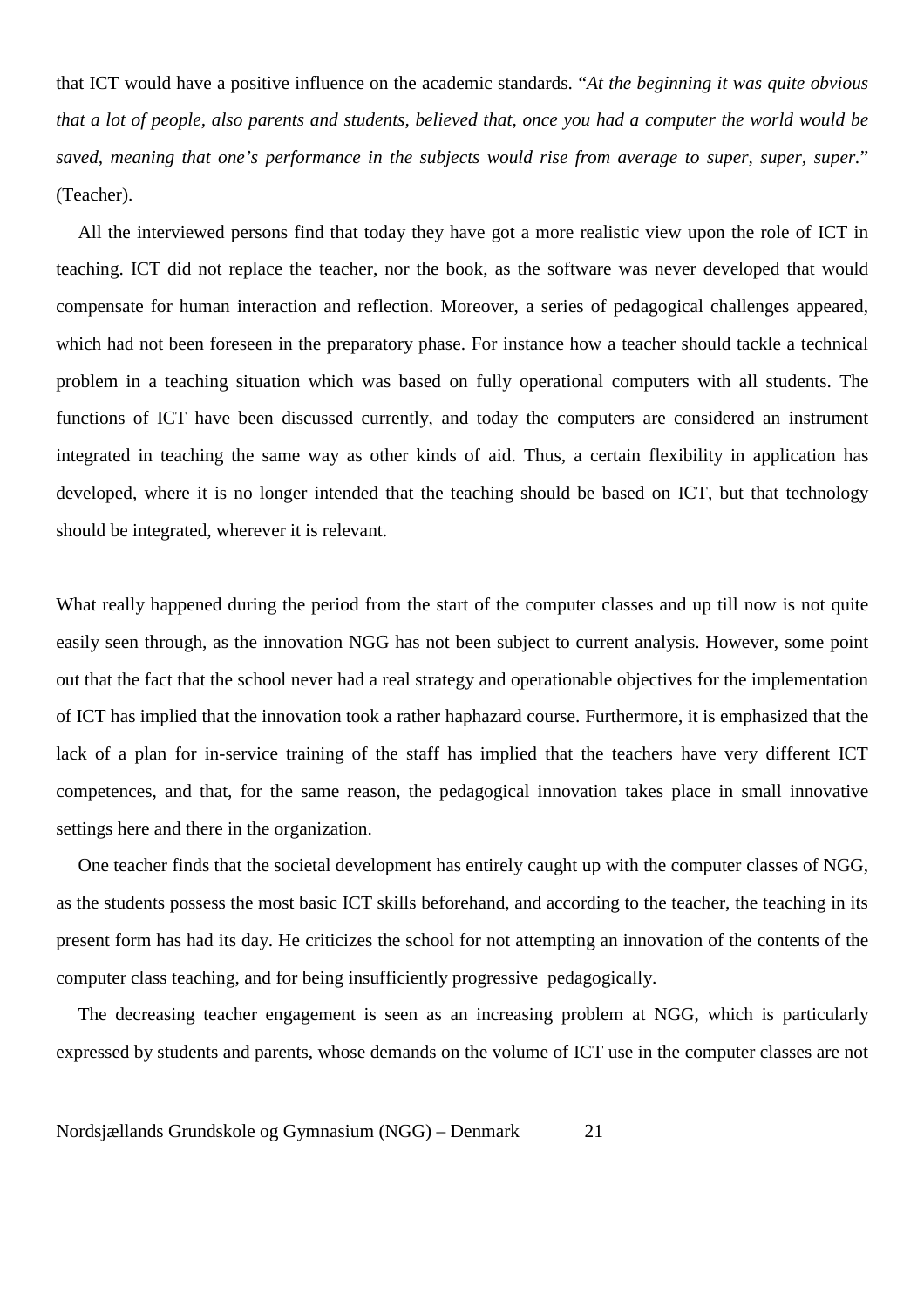that ICT would have a positive influence on the academic standards. "*At the beginning it was quite obvious that a lot of people, also parents and students, believed that, once you had a computer the world would be saved, meaning that one's performance in the subjects would rise from average to super, super, super.*" (Teacher).

All the interviewed persons find that today they have got a more realistic view upon the role of ICT in teaching. ICT did not replace the teacher, nor the book, as the software was never developed that would compensate for human interaction and reflection. Moreover, a series of pedagogical challenges appeared, which had not been foreseen in the preparatory phase. For instance how a teacher should tackle a technical problem in a teaching situation which was based on fully operational computers with all students. The functions of ICT have been discussed currently, and today the computers are considered an instrument integrated in teaching the same way as other kinds of aid. Thus, a certain flexibility in application has developed, where it is no longer intended that the teaching should be based on ICT, but that technology should be integrated, wherever it is relevant.

What really happened during the period from the start of the computer classes and up till now is not quite easily seen through, as the innovation NGG has not been subject to current analysis. However, some point out that the fact that the school never had a real strategy and operationable objectives for the implementation of ICT has implied that the innovation took a rather haphazard course. Furthermore, it is emphasized that the lack of a plan for in-service training of the staff has implied that the teachers have very different ICT competences, and that, for the same reason, the pedagogical innovation takes place in small innovative settings here and there in the organization.

One teacher finds that the societal development has entirely caught up with the computer classes of NGG, as the students possess the most basic ICT skills beforehand, and according to the teacher, the teaching in its present form has had its day. He criticizes the school for not attempting an innovation of the contents of the computer class teaching, and for being insufficiently progressive pedagogically.

The decreasing teacher engagement is seen as an increasing problem at NGG, which is particularly expressed by students and parents, whose demands on the volume of ICT use in the computer classes are not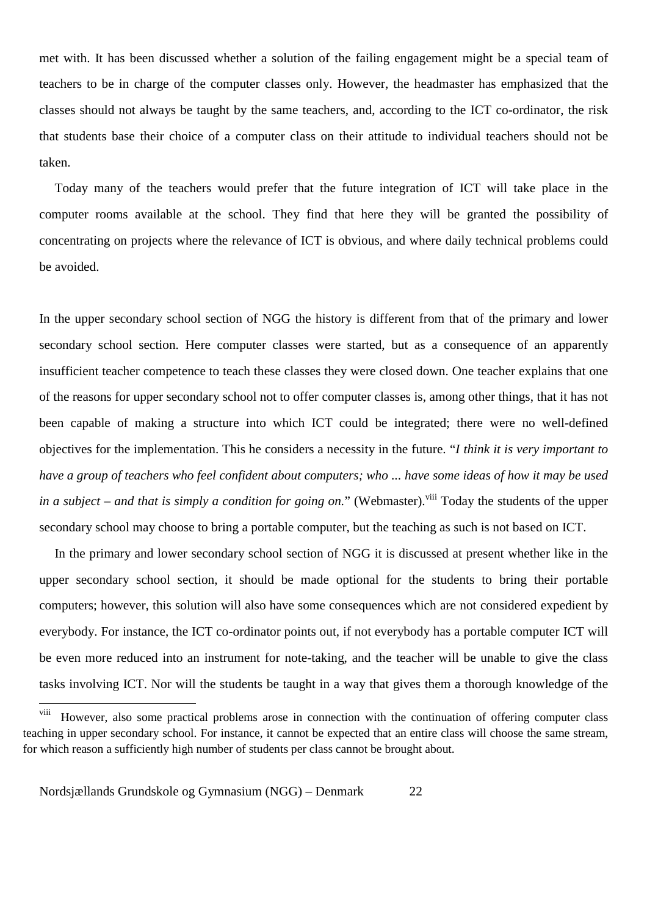met with. It has been discussed whether a solution of the failing engagement might be a special team of teachers to be in charge of the computer classes only. However, the headmaster has emphasized that the classes should not always be taught by the same teachers, and, according to the ICT co-ordinator, the risk that students base their choice of a computer class on their attitude to individual teachers should not be taken.

Today many of the teachers would prefer that the future integration of ICT will take place in the computer rooms available at the school. They find that here they will be granted the possibility of concentrating on projects where the relevance of ICT is obvious, and where daily technical problems could be avoided.

In the upper secondary school section of NGG the history is different from that of the primary and lower secondary school section. Here computer classes were started, but as a consequence of an apparently insufficient teacher competence to teach these classes they were closed down. One teacher explains that one of the reasons for upper secondary school not to offer computer classes is, among other things, that it has not been capable of making a structure into which ICT could be integrated; there were no well-defined objectives for the implementation. This he considers a necessity in the future. "*I think it is very important to have a group of teachers who feel confident about computers; who ... have some ideas of how it may be used in a subject – and that is simply a condition for going on.*" (Webmaster).[viii] Today the students of the upper secondary school may choose to bring a portable computer, but the teaching as such is not based on ICT.

In the primary and lower secondary school section of NGG it is discussed at present whether like in the upper secondary school section, it should be made optional for the students to bring their portable computers; however, this solution will also have some consequences which are not considered expedient by everybody. For instance, the ICT co-ordinator points out, if not everybody has a portable computer ICT will be even more reduced into an instrument for note-taking, and the teacher will be unable to give the class tasks involving ICT. Nor will the students be taught in a way that gives them a thorough knowledge of the

---

[viii] However, also some practical problems arose in connection with the continuation of offering computer class teaching in upper secondary school. For instance, it cannot be expected that an entire class will choose the same stream, for which reason a sufficiently high number of students per class cannot be brought about.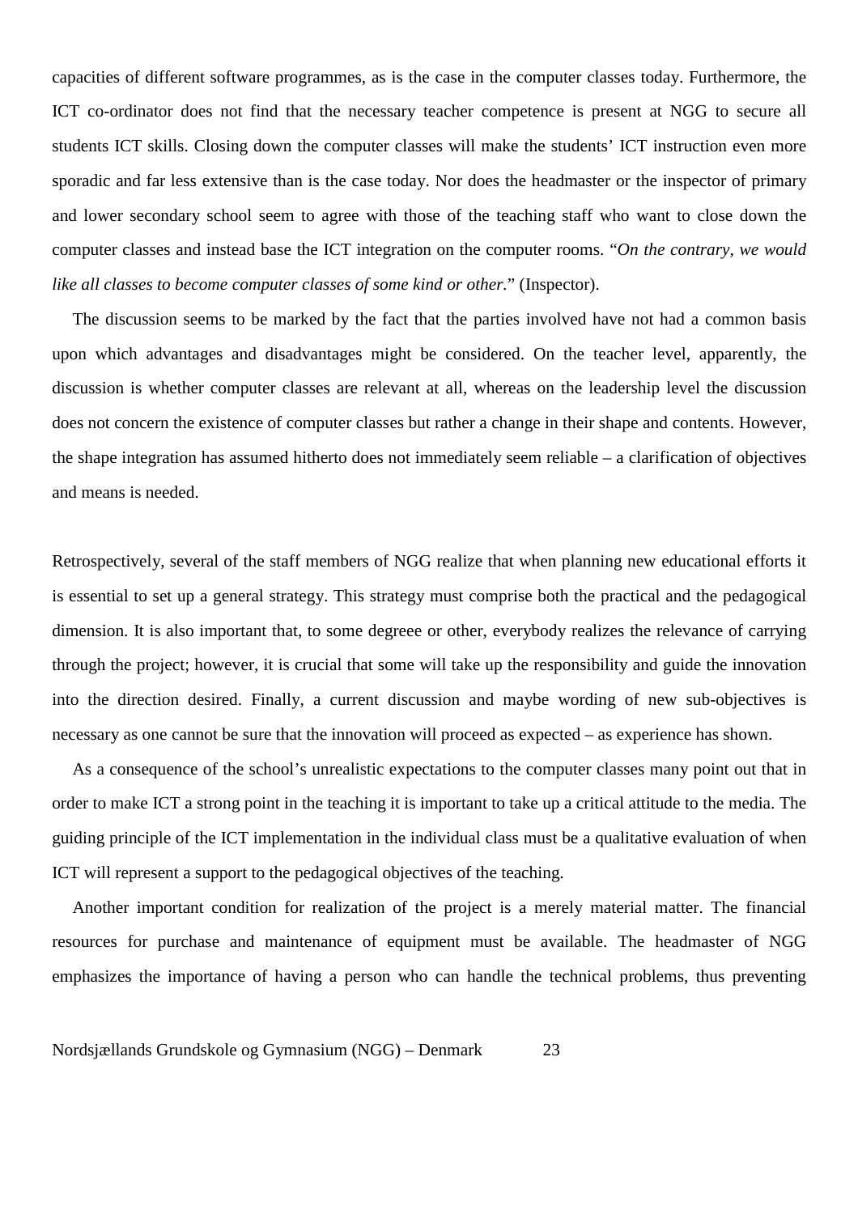capacities of different software programmes, as is the case in the computer classes today. Furthermore, the ICT co-ordinator does not find that the necessary teacher competence is present at NGG to secure all students ICT skills. Closing down the computer classes will make the students' ICT instruction even more sporadic and far less extensive than is the case today. Nor does the headmaster or the inspector of primary and lower secondary school seem to agree with those of the teaching staff who want to close down the computer classes and instead base the ICT integration on the computer rooms. "*On the contrary, we would like all classes to become computer classes of some kind or other.*" (Inspector).

The discussion seems to be marked by the fact that the parties involved have not had a common basis upon which advantages and disadvantages might be considered. On the teacher level, apparently, the discussion is whether computer classes are relevant at all, whereas on the leadership level the discussion does not concern the existence of computer classes but rather a change in their shape and contents. However, the shape integration has assumed hitherto does not immediately seem reliable – a clarification of objectives and means is needed.

Retrospectively, several of the staff members of NGG realize that when planning new educational efforts it is essential to set up a general strategy. This strategy must comprise both the practical and the pedagogical dimension. It is also important that, to some degreee or other, everybody realizes the relevance of carrying through the project; however, it is crucial that some will take up the responsibility and guide the innovation into the direction desired. Finally, a current discussion and maybe wording of new sub-objectives is necessary as one cannot be sure that the innovation will proceed as expected – as experience has shown.

As a consequence of the school's unrealistic expectations to the computer classes many point out that in order to make ICT a strong point in the teaching it is important to take up a critical attitude to the media. The guiding principle of the ICT implementation in the individual class must be a qualitative evaluation of when ICT will represent a support to the pedagogical objectives of the teaching.

Another important condition for realization of the project is a merely material matter. The financial resources for purchase and maintenance of equipment must be available. The headmaster of NGG emphasizes the importance of having a person who can handle the technical problems, thus preventing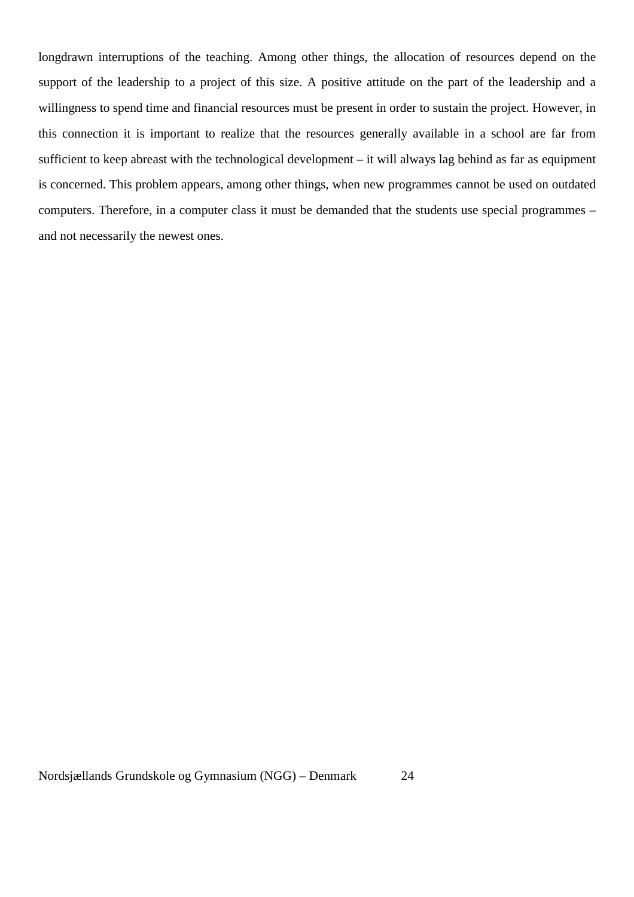longdrawn interruptions of the teaching. Among other things, the allocation of resources depend on the support of the leadership to a project of this size. A positive attitude on the part of the leadership and a willingness to spend time and financial resources must be present in order to sustain the project. However, in this connection it is important to realize that the resources generally available in a school are far from sufficient to keep abreast with the technological development – it will always lag behind as far as equipment is concerned. This problem appears, among other things, when new programmes cannot be used on outdated computers. Therefore, in a computer class it must be demanded that the students use special programmes – and not necessarily the newest ones.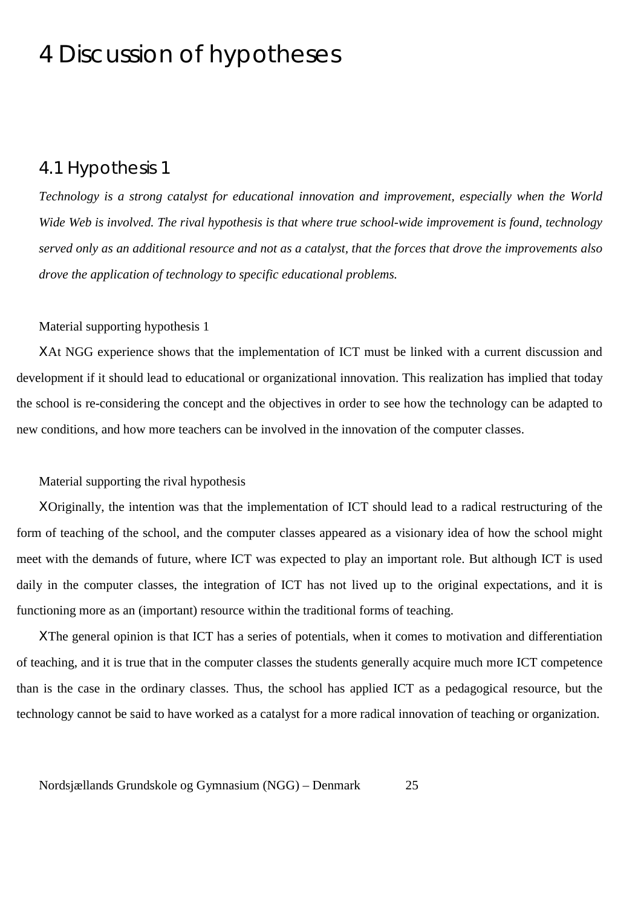# 4 Discussion of hypotheses

## 4.1 Hypothesis 1

*Technology is a strong catalyst for educational innovation and improvement, especially when the World Wide Web is involved. The rival hypothesis is that where true school-wide improvement is found, technology served only as an additional resource and not as a catalyst, that the forces that drove the improvements also drove the application of technology to specific educational problems.*

Material supporting hypothesis 1

- At NGG experience shows that the implementation of ICT must be linked with a current discussion and development if it should lead to educational or organizational innovation. This realization has implied that today the school is re-considering the concept and the objectives in order to see how the technology can be adapted to new conditions, and how more teachers can be involved in the innovation of the computer classes.

Material supporting the rival hypothesis

- Originally, the intention was that the implementation of ICT should lead to a radical restructuring of the form of teaching of the school, and the computer classes appeared as a visionary idea of how the school might meet with the demands of future, where ICT was expected to play an important role. But although ICT is used daily in the computer classes, the integration of ICT has not lived up to the original expectations, and it is functioning more as an (important) resource within the traditional forms of teaching.
- The general opinion is that ICT has a series of potentials, when it comes to motivation and differentiation of teaching, and it is true that in the computer classes the students generally acquire much more ICT competence than is the case in the ordinary classes. Thus, the school has applied ICT as a pedagogical resource, but the technology cannot be said to have worked as a catalyst for a more radical innovation of teaching or organization.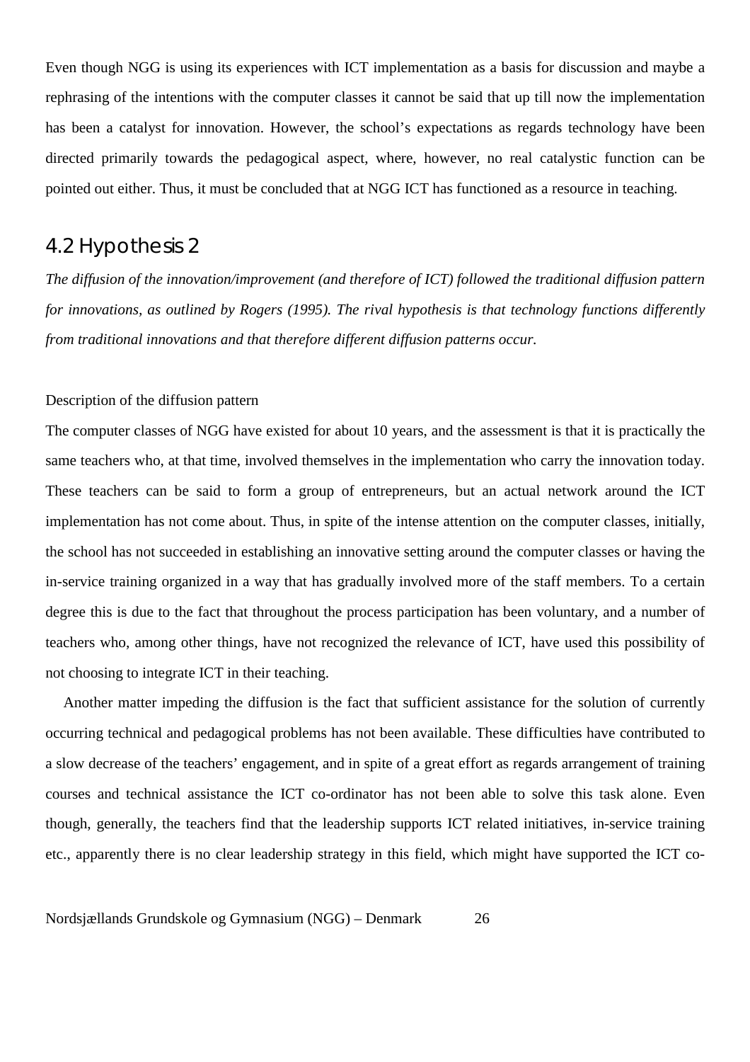Even though NGG is using its experiences with ICT implementation as a basis for discussion and maybe a rephrasing of the intentions with the computer classes it cannot be said that up till now the implementation has been a catalyst for innovation. However, the school's expectations as regards technology have been directed primarily towards the pedagogical aspect, where, however, no real catalystic function can be pointed out either. Thus, it must be concluded that at NGG ICT has functioned as a resource in teaching.

## 4.2 Hypothesis 2

*The diffusion of the innovation/improvement (and therefore of ICT) followed the traditional diffusion pattern for innovations, as outlined by Rogers (1995). The rival hypothesis is that technology functions differently from traditional innovations and that therefore different diffusion patterns occur.*

Description of the diffusion pattern

The computer classes of NGG have existed for about 10 years, and the assessment is that it is practically the same teachers who, at that time, involved themselves in the implementation who carry the innovation today. These teachers can be said to form a group of entrepreneurs, but an actual network around the ICT implementation has not come about. Thus, in spite of the intense attention on the computer classes, initially, the school has not succeeded in establishing an innovative setting around the computer classes or having the in-service training organized in a way that has gradually involved more of the staff members. To a certain degree this is due to the fact that throughout the process participation has been voluntary, and a number of teachers who, among other things, have not recognized the relevance of ICT, have used this possibility of not choosing to integrate ICT in their teaching.

Another matter impeding the diffusion is the fact that sufficient assistance for the solution of currently occurring technical and pedagogical problems has not been available. These difficulties have contributed to a slow decrease of the teachers' engagement, and in spite of a great effort as regards arrangement of training courses and technical assistance the ICT co-ordinator has not been able to solve this task alone. Even though, generally, the teachers find that the leadership supports ICT related initiatives, in-service training etc., apparently there is no clear leadership strategy in this field, which might have supported the ICT co-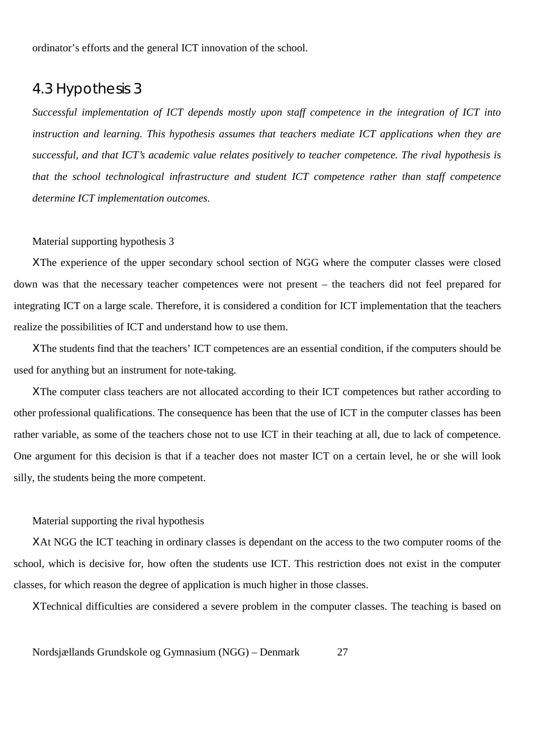ordinator's efforts and the general ICT innovation of the school.

## 4.3 Hypothesis 3

*Successful implementation of ICT depends mostly upon staff competence in the integration of ICT into instruction and learning. This hypothesis assumes that teachers mediate ICT applications when they are successful, and that ICT's academic value relates positively to teacher competence. The rival hypothesis is that the school technological infrastructure and student ICT competence rather than staff competence determine ICT implementation outcomes.*

Material supporting hypothesis 3

- The experience of the upper secondary school section of NGG where the computer classes were closed down was that the necessary teacher competences were not present – the teachers did not feel prepared for integrating ICT on a large scale. Therefore, it is considered a condition for ICT implementation that the teachers realize the possibilities of ICT and understand how to use them.
- The students find that the teachers' ICT competences are an essential condition, if the computers should be used for anything but an instrument for note-taking.
- The computer class teachers are not allocated according to their ICT competences but rather according to other professional qualifications. The consequence has been that the use of ICT in the computer classes has been rather variable, as some of the teachers chose not to use ICT in their teaching at all, due to lack of competence. One argument for this decision is that if a teacher does not master ICT on a certain level, he or she will look silly, the students being the more competent.

Material supporting the rival hypothesis

- At NGG the ICT teaching in ordinary classes is dependant on the access to the two computer rooms of the school, which is decisive for, how often the students use ICT. This restriction does not exist in the computer classes, for which reason the degree of application is much higher in those classes.
- Technical difficulties are considered a severe problem in the computer classes. The teaching is based on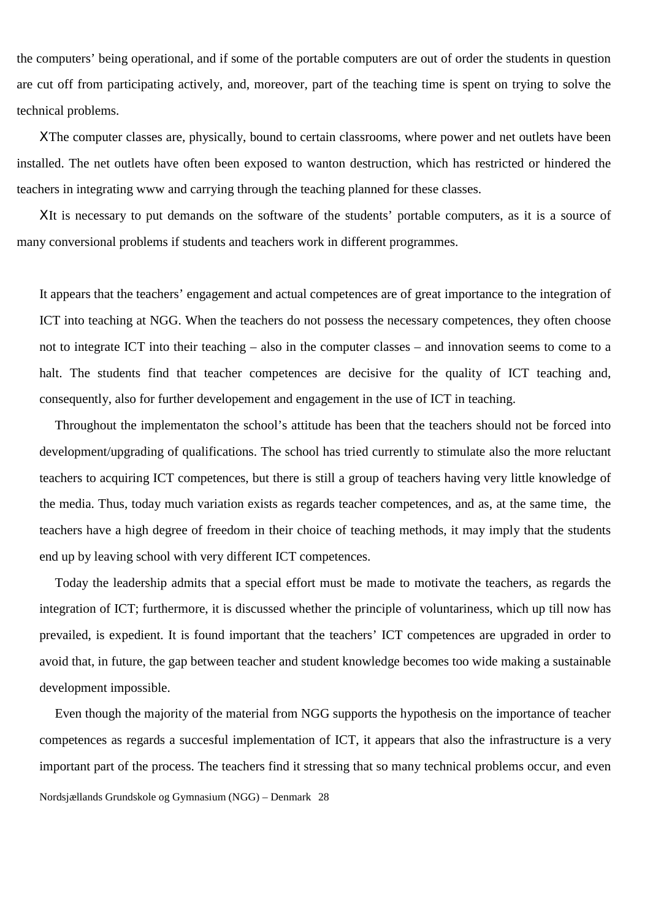the computers' being operational, and if some of the portable computers are out of order the students in question are cut off from participating actively, and, moreover, part of the teaching time is spent on trying to solve the technical problems.

- The computer classes are, physically, bound to certain classrooms, where power and net outlets have been installed. The net outlets have often been exposed to wanton destruction, which has restricted or hindered the teachers in integrating www and carrying through the teaching planned for these classes.
- It is necessary to put demands on the software of the students' portable computers, as it is a source of many conversional problems if students and teachers work in different programmes.

It appears that the teachers' engagement and actual competences are of great importance to the integration of ICT into teaching at NGG. When the teachers do not possess the necessary competences, they often choose not to integrate ICT into their teaching – also in the computer classes – and innovation seems to come to a halt. The students find that teacher competences are decisive for the quality of ICT teaching and, consequently, also for further developement and engagement in the use of ICT in teaching.

Throughout the implementaton the school's attitude has been that the teachers should not be forced into development/upgrading of qualifications. The school has tried currently to stimulate also the more reluctant teachers to acquiring ICT competences, but there is still a group of teachers having very little knowledge of the media. Thus, today much variation exists as regards teacher competences, and as, at the same time, the teachers have a high degree of freedom in their choice of teaching methods, it may imply that the students end up by leaving school with very different ICT competences.

Today the leadership admits that a special effort must be made to motivate the teachers, as regards the integration of ICT; furthermore, it is discussed whether the principle of voluntariness, which up till now has prevailed, is expedient. It is found important that the teachers' ICT competences are upgraded in order to avoid that, in future, the gap between teacher and student knowledge becomes too wide making a sustainable development impossible.

Even though the majority of the material from NGG supports the hypothesis on the importance of teacher competences as regards a succesful implementation of ICT, it appears that also the infrastructure is a very important part of the process. The teachers find it stressing that so many technical problems occur, and even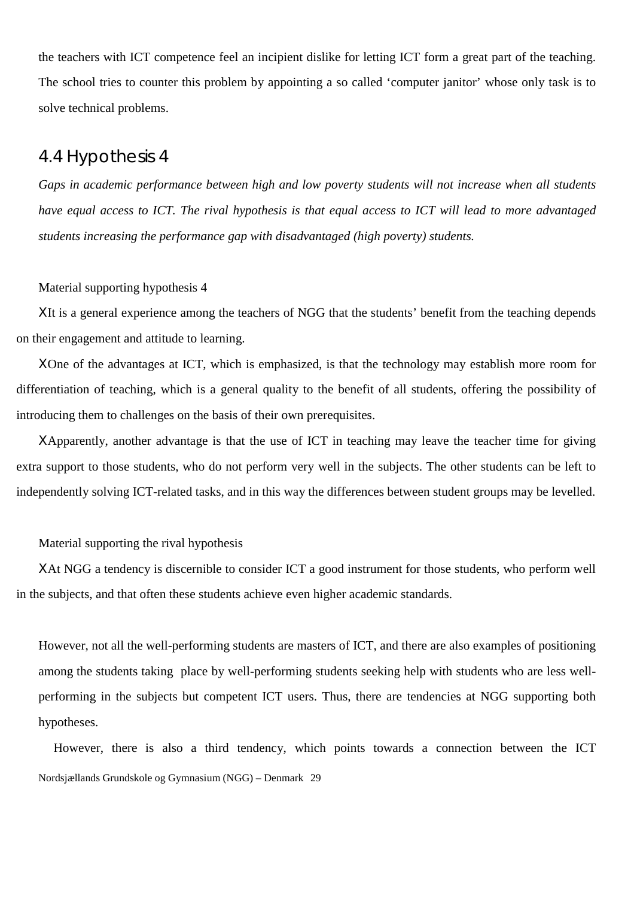the teachers with ICT competence feel an incipient dislike for letting ICT form a great part of the teaching. The school tries to counter this problem by appointing a so called 'computer janitor' whose only task is to solve technical problems.

## 4.4 Hypothesis 4

*Gaps in academic performance between high and low poverty students will not increase when all students have equal access to ICT. The rival hypothesis is that equal access to ICT will lead to more advantaged students increasing the performance gap with disadvantaged (high poverty) students.*

Material supporting hypothesis 4

- It is a general experience among the teachers of NGG that the students' benefit from the teaching depends on their engagement and attitude to learning.
- One of the advantages at ICT, which is emphasized, is that the technology may establish more room for differentiation of teaching, which is a general quality to the benefit of all students, offering the possibility of introducing them to challenges on the basis of their own prerequisites.
- Apparently, another advantage is that the use of ICT in teaching may leave the teacher time for giving extra support to those students, who do not perform very well in the subjects. The other students can be left to independently solving ICT-related tasks, and in this way the differences between student groups may be levelled.

Material supporting the rival hypothesis

- At NGG a tendency is discernible to consider ICT a good instrument for those students, who perform well in the subjects, and that often these students achieve even higher academic standards.

However, not all the well-performing students are masters of ICT, and there are also examples of positioning among the students taking place by well-performing students seeking help with students who are less well-performing in the subjects but competent ICT users. Thus, there are tendencies at NGG supporting both hypotheses.

However, there is also a third tendency, which points towards a connection between the ICT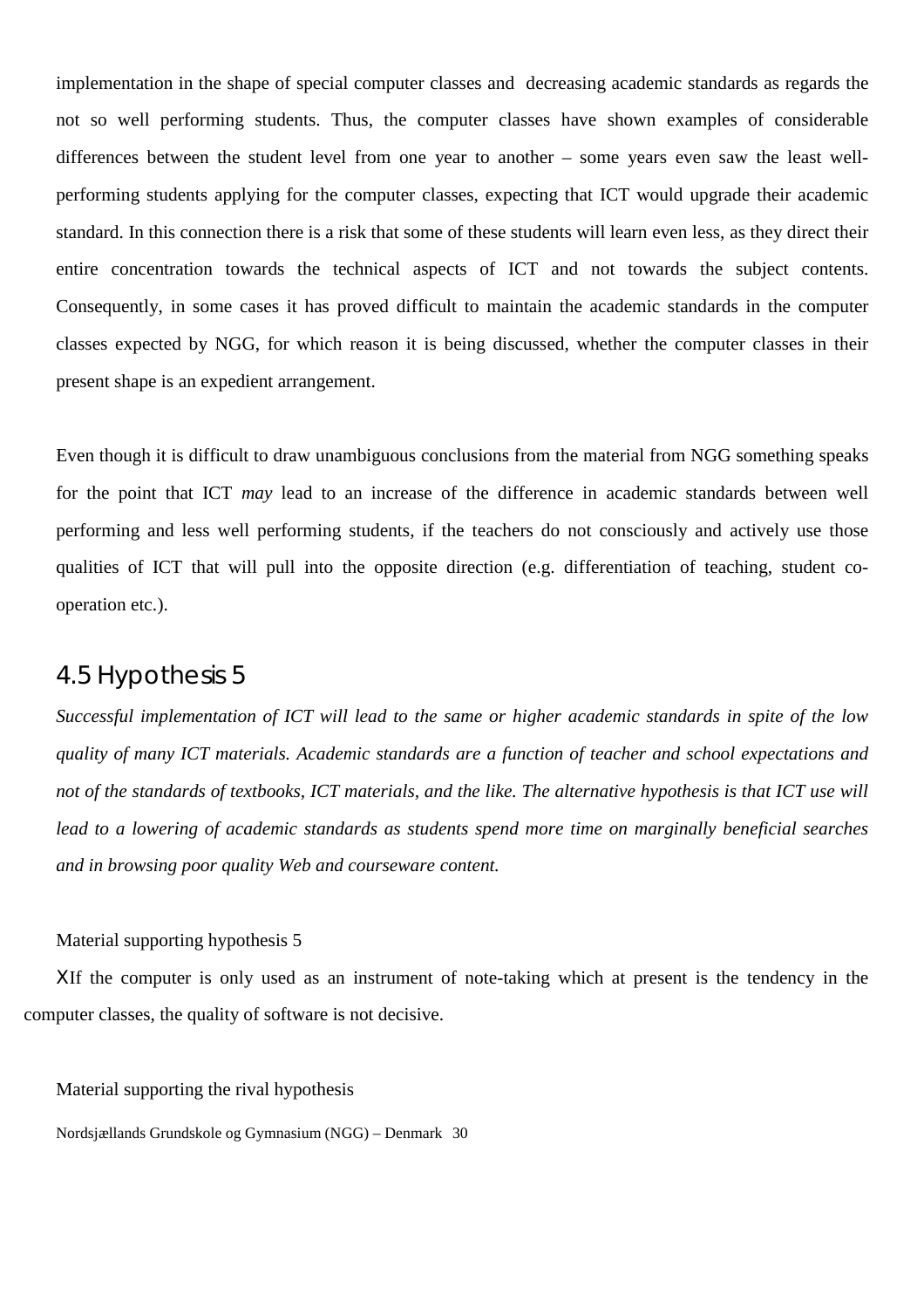implementation in the shape of special computer classes and decreasing academic standards as regards the not so well performing students. Thus, the computer classes have shown examples of considerable differences between the student level from one year to another – some years even saw the least well-performing students applying for the computer classes, expecting that ICT would upgrade their academic standard. In this connection there is a risk that some of these students will learn even less, as they direct their entire concentration towards the technical aspects of ICT and not towards the subject contents. Consequently, in some cases it has proved difficult to maintain the academic standards in the computer classes expected by NGG, for which reason it is being discussed, whether the computer classes in their present shape is an expedient arrangement.

Even though it is difficult to draw unambiguous conclusions from the material from NGG something speaks for the point that ICT *may* lead to an increase of the difference in academic standards between well performing and less well performing students, if the teachers do not consciously and actively use those qualities of ICT that will pull into the opposite direction (e.g. differentiation of teaching, student co-operation etc.).

## 4.5 Hypothesis 5

*Successful implementation of ICT will lead to the same or higher academic standards in spite of the low quality of many ICT materials. Academic standards are a function of teacher and school expectations and not of the standards of textbooks, ICT materials, and the like. The alternative hypothesis is that ICT use will lead to a lowering of academic standards as students spend more time on marginally beneficial searches and in browsing poor quality Web and courseware content.*

Material supporting hypothesis 5

- If the computer is only used as an instrument of note-taking which at present is the tendency in the computer classes, the quality of software is not decisive.

Material supporting the rival hypothesis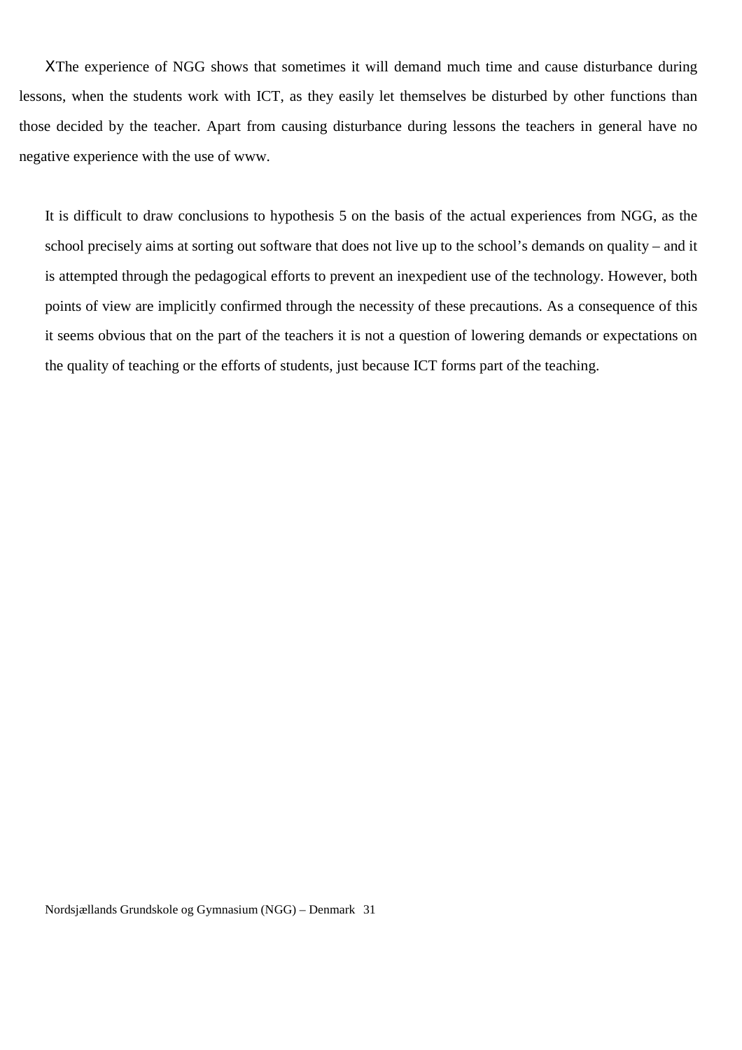XThe experience of NGG shows that sometimes it will demand much time and cause disturbance during lessons, when the students work with ICT, as they easily let themselves be disturbed by other functions than those decided by the teacher. Apart from causing disturbance during lessons the teachers in general have no negative experience with the use of www.

It is difficult to draw conclusions to hypothesis 5 on the basis of the actual experiences from NGG, as the school precisely aims at sorting out software that does not live up to the school's demands on quality – and it is attempted through the pedagogical efforts to prevent an inexpedient use of the technology. However, both points of view are implicitly confirmed through the necessity of these precautions. As a consequence of this it seems obvious that on the part of the teachers it is not a question of lowering demands or expectations on the quality of teaching or the efforts of students, just because ICT forms part of the teaching.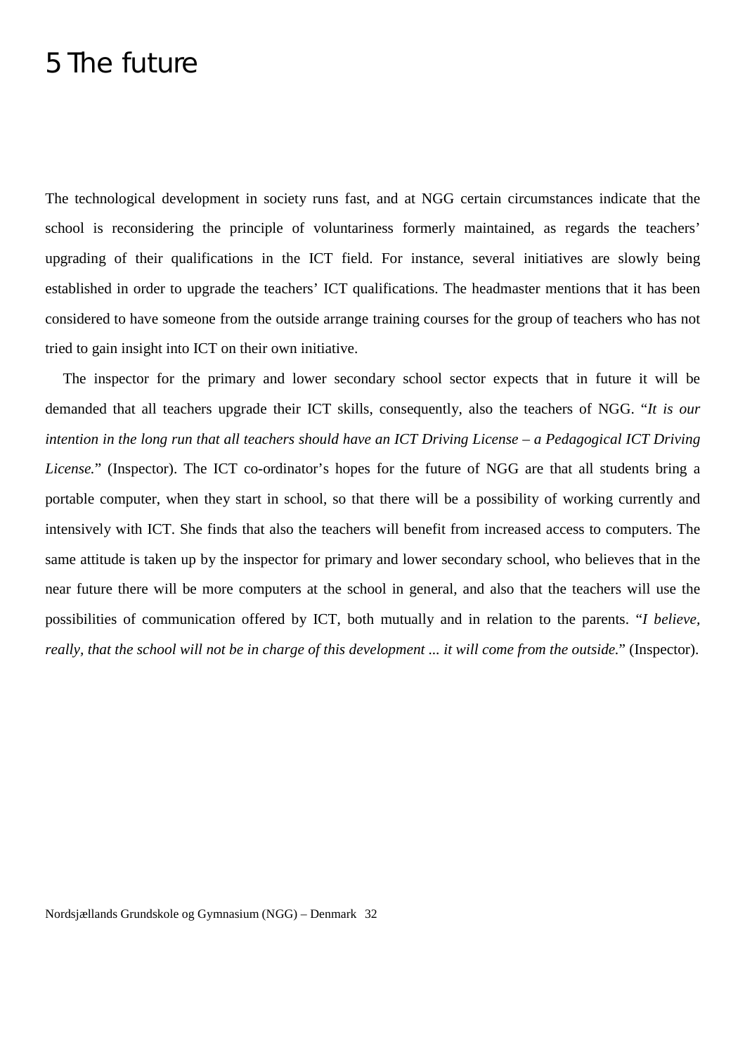# 5 The future

The technological development in society runs fast, and at NGG certain circumstances indicate that the school is reconsidering the principle of voluntariness formerly maintained, as regards the teachers' upgrading of their qualifications in the ICT field. For instance, several initiatives are slowly being established in order to upgrade the teachers' ICT qualifications. The headmaster mentions that it has been considered to have someone from the outside arrange training courses for the group of teachers who has not tried to gain insight into ICT on their own initiative.

The inspector for the primary and lower secondary school sector expects that in future it will be demanded that all teachers upgrade their ICT skills, consequently, also the teachers of NGG. "*It is our intention in the long run that all teachers should have an ICT Driving License – a Pedagogical ICT Driving License.*" (Inspector). The ICT co-ordinator's hopes for the future of NGG are that all students bring a portable computer, when they start in school, so that there will be a possibility of working currently and intensively with ICT. She finds that also the teachers will benefit from increased access to computers. The same attitude is taken up by the inspector for primary and lower secondary school, who believes that in the near future there will be more computers at the school in general, and also that the teachers will use the possibilities of communication offered by ICT, both mutually and in relation to the parents. "*I believe, really, that the school will not be in charge of this development ... it will come from the outside.*" (Inspector).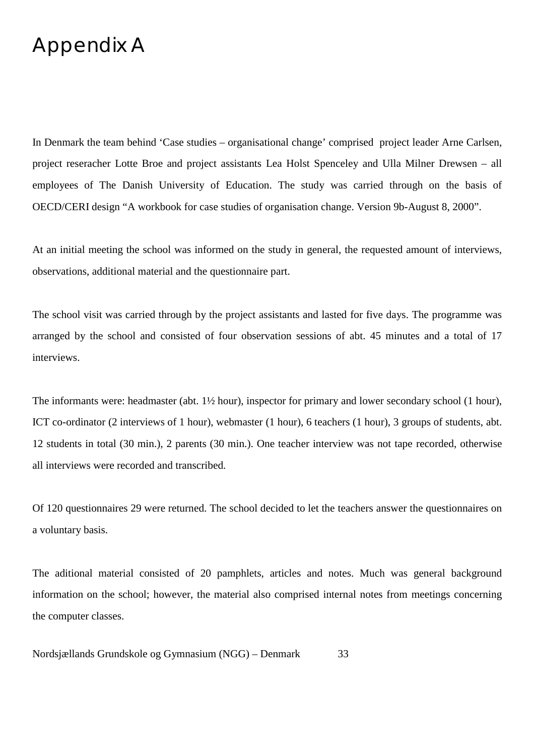# Appendix A

In Denmark the team behind 'Case studies – organisational change' comprised project leader Arne Carlsen, project reseracher Lotte Broe and project assistants Lea Holst Spenceley and Ulla Milner Drewsen – all employees of The Danish University of Education. The study was carried through on the basis of OECD/CERI design "A workbook for case studies of organisation change. Version 9b-August 8, 2000".

At an initial meeting the school was informed on the study in general, the requested amount of interviews, observations, additional material and the questionnaire part.

The school visit was carried through by the project assistants and lasted for five days. The programme was arranged by the school and consisted of four observation sessions of abt. 45 minutes and a total of 17 interviews.

The informants were: headmaster (abt. 1½ hour), inspector for primary and lower secondary school (1 hour), ICT co-ordinator (2 interviews of 1 hour), webmaster (1 hour), 6 teachers (1 hour), 3 groups of students, abt. 12 students in total (30 min.), 2 parents (30 min.). One teacher interview was not tape recorded, otherwise all interviews were recorded and transcribed.

Of 120 questionnaires 29 were returned. The school decided to let the teachers answer the questionnaires on a voluntary basis.

The aditional material consisted of 20 pamphlets, articles and notes. Much was general background information on the school; however, the material also comprised internal notes from meetings concerning the computer classes.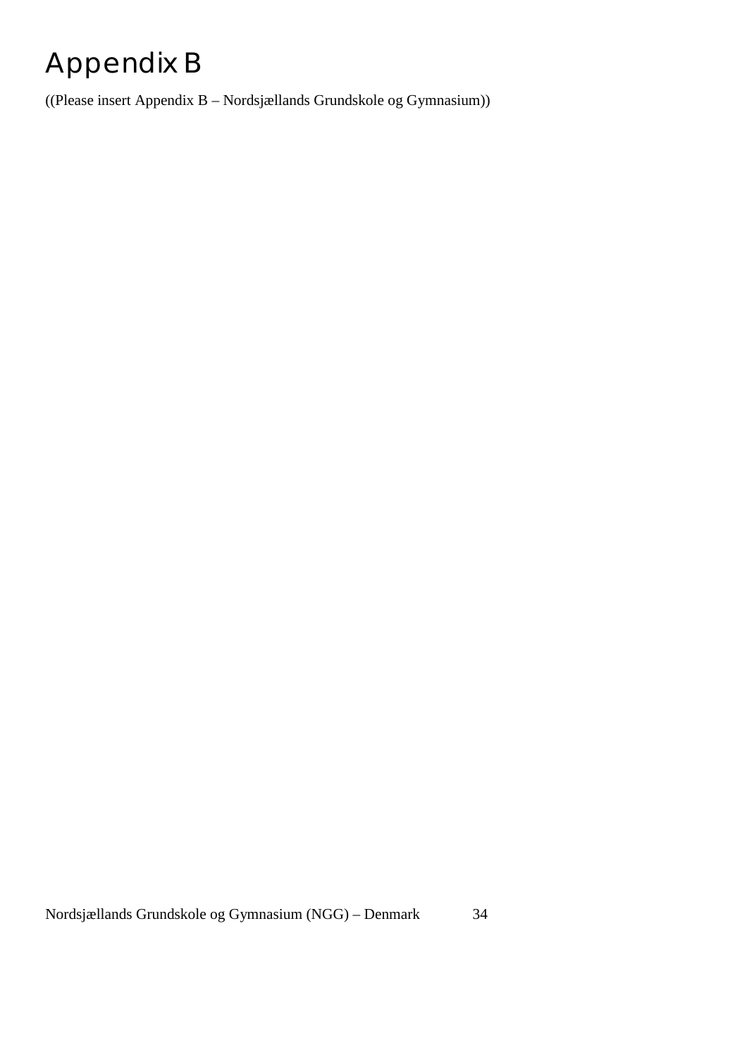# Appendix B

((Please insert Appendix B – Nordsjællands Grundskole og Gymnasium))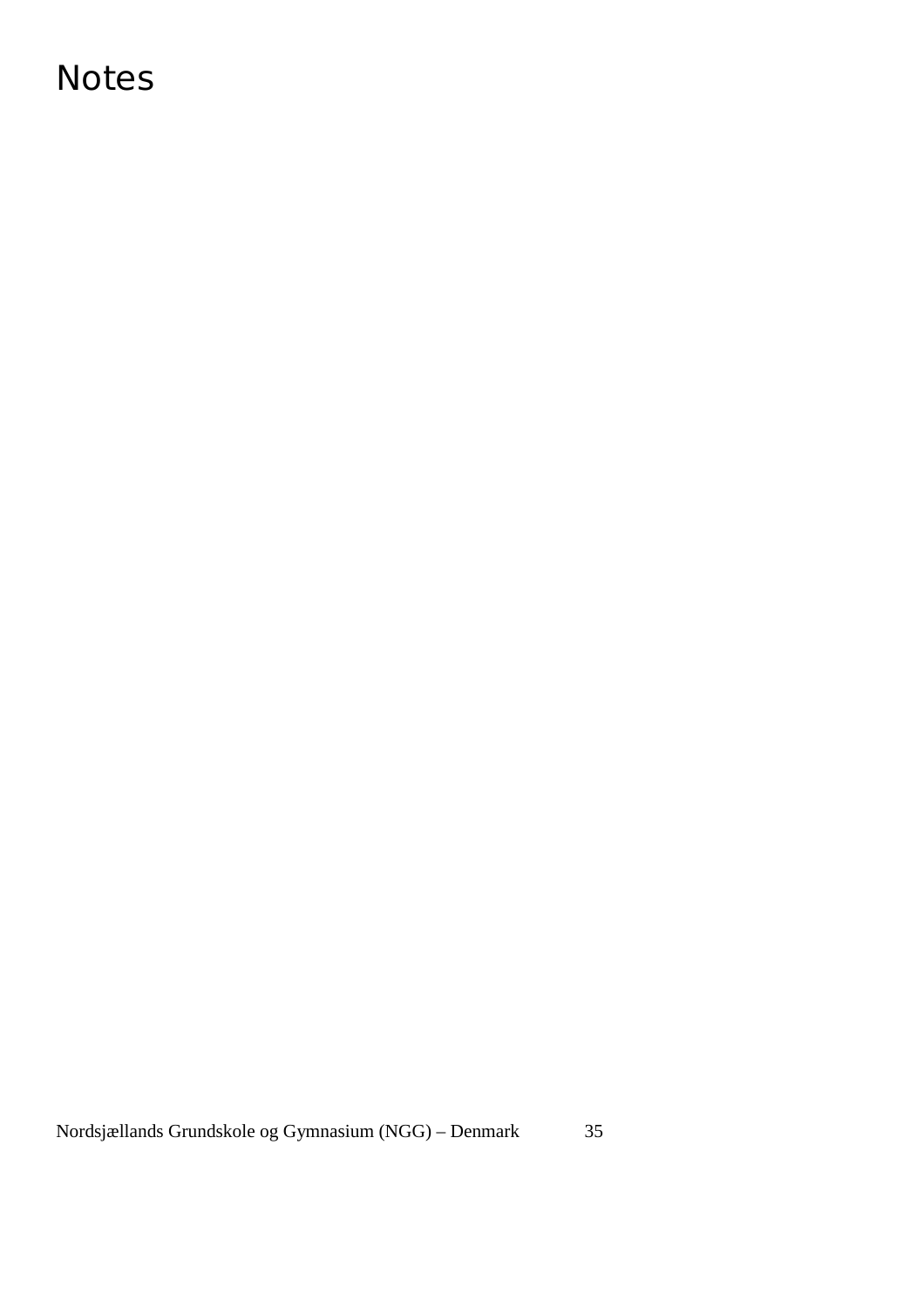# Notes